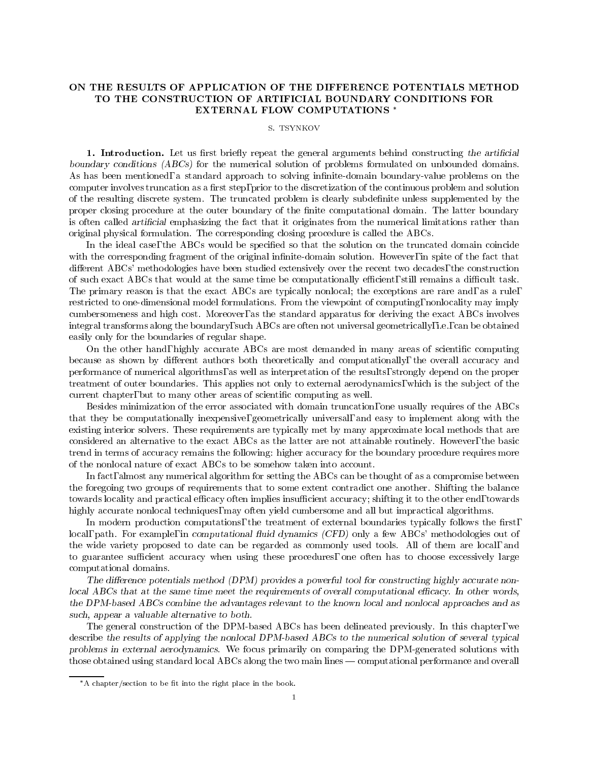# ON THE RESULTS OF APPLICATION OF THE DIFFERENCE POTENTIALS METHOD TO THE CONSTRUCTION OF ARTIFICIAL BOUNDARY CONDITIONS FOR EXTERNAL FLOW COMPUTATIONS *

S. TSYNKOV

**1. Introduction.** Let us first briefly repeat the general arguments behind constructing *the artificial boundary conditions (ABCs)* for the numerical solution of problems formulated on unbounded domains. As has been mentioned, a standard approach to solving infinite-domain boundary-value problems on the computer involves truncation as a first step, prior to the discretization of the continuous problem and solution of the resulting discrete system. The truncated problem is clearly subdefinite unless supplemented by the proper closing procedure at the outer boundary of the finite computational domain. The latter boundary is often called *artificial* emphasizing the fact that it originates from the numerical limitations rather than original physical formulation. The corresponding closing procedure is called the ABCs.

In the ideal case, the ABCs would be specified so that the solution on the truncated domain coincide with the corresponding fragment of the original infinite-domain solution. However, in spite of the fact that different ABCs' methodologies have been studied extensively over the recent two decades, the construction of such exact ABCs that would at the same time be computationally efficient, still remains a difficult task. The primary reason is that the exact ABCs are typically nonlocal; the exceptions are rare and, as a rule, restricted to one-dimensional model formulations. From the viewpoint of computing, nonlocality may imply cumbersomeness and high cost. Moreover, as the standard apparatus for deriving the exact ABCs involves integral transforms along the boundary, such ABCs are often not universal geometrically, i.e., can be obtained easily only for the boundaries of regular shape.

On the other hand, highly accurate ABCs are most demanded in many areas of scientific computing because as shown by different authors both theoretically and computationally, the overall accuracy and performance of numerical algorithms, as well as interpretation of the results, strongly depend on the proper treatment of outer boundaries. This applies not only to external aerodynamics, which is the subject of the current chapter, but to many other areas of scientific computing as well.

Besides minimization of the error associated with domain truncation, one usually requires of the ABCs that they be computationally inexpensive, geometrically universal, and easy to implement along with the existing interior solvers. These requirements are typically met by many approximate local methods that are considered an alternative to the exact ABCs as the latter are not attainable routinely. However, the basic trend in terms of accuracy remains the following: higher accuracy for the boundary procedure requires more of the nonlocal nature of exact ABCs to be somehow taken into account.

In fact, almost any numerical algorithm for setting the ABCs can be thought of as a compromise between the foregoing two groups of requirements that to some extent contradict one another. Shifting the balance towards locality and practical efficacy often implies insufficient accuracy; shifting it to the other end, towards highly accurate nonlocal techniques, may often yield cumbersome and all but impractical algorithms.

In modern production computations, the treatment of external boundaries typically follows the first, local, path. For example, in *computational fluid dynamics (CFD)* only a few ABCs' methodologies out of the wide variety proposed to date can be regarded as commonly used tools. All of them are local, and to guarantee sufficient accuracy when using these procedures, one often has to choose excessively large computational domains.

*The difference potentials method (DPM) provides a powerful tool for constructing highly accurate nonlocal ABCs that at the same time meet the requirements of overall computational efficacy. In other words, the DPM-based ABCs combine the advantages relevant to the known local and nonlocal approaches and as such, appear a valuable alternative to both.*

The general construction of the DPM-based ABCs has been delineated previously. In this chapter, we describe *the results of applying the nonlocal DPM-based ABCs to the numerical solution of several typical problems in external aerodynamics.* We focus primarily on comparing the DPM-generated solutions with those obtained using standard local ABCs along the two main lines — computational performance and overall

*A chapter/section to be fit into the right place in the book.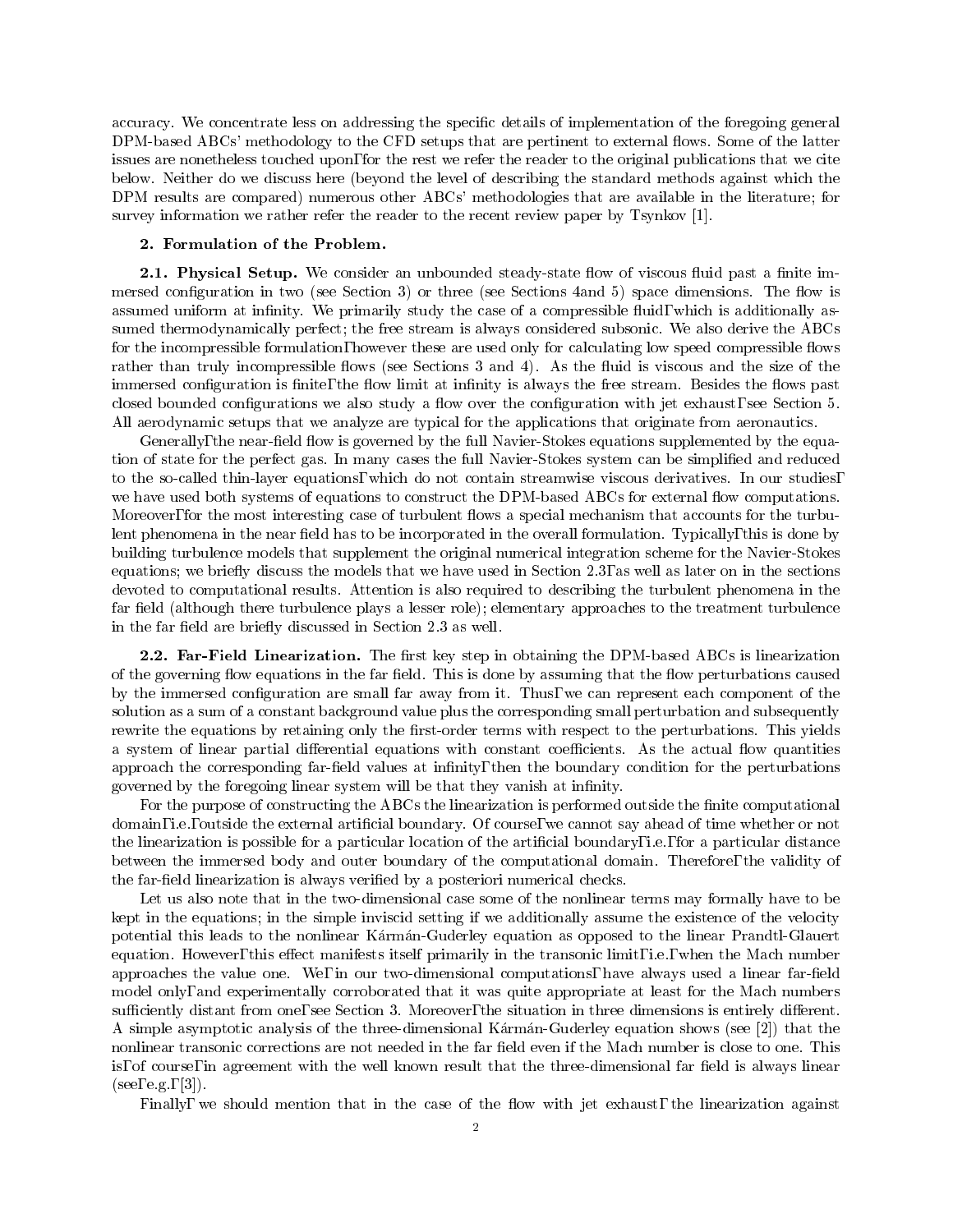accuracy. We concentrate less on addressing the specific details of implementation of the foregoing general DPM-based ABCs' methodology to the CFD setups that are pertinent to external flows. Some of the latter issues are nonetheless touched upon, for the rest we refer the reader to the original publications that we cite below. Neither do we discuss here (beyond the level of describing the standard methods against which the DPM results are compared) numerous other ABCs' methodologies that are available in the literature; for survey information we rather refer the reader to the recent review paper by Tsynkov [1].

## 2. Formulation of the Problem.

**2.1. Physical Setup.** We consider an unbounded steady-state flow of viscous fluid past a finite immersed configuration in two (see Section 3) or three (see Sections 4and 5) space dimensions. The flow is assumed uniform at infinity. We primarily study the case of a compressible fluid, which is additionally assumed thermodynamically perfect; the free stream is always considered subsonic. We also derive the ABCs for the incompressible formulation, however these are used only for calculating low speed compressible flows rather than truly incompressible flows (see Sections 3 and 4). As the fluid is viscous and the size of the immersed configuration is finite, the flow limit at infinity is always the free stream. Besides the flows past closed bounded configurations we also study a flow over the configuration with jet exhaust, see Section 5. All aerodynamic setups that we analyze are typical for the applications that originate from aeronautics.

Generally, the near-field flow is governed by the full Navier-Stokes equations supplemented by the equation of state for the perfect gas. In many cases the full Navier-Stokes system can be simplified and reduced to the so-called thin-layer equations, which do not contain streamwise viscous derivatives. In our studies, we have used both systems of equations to construct the DPM-based ABCs for external flow computations. Moreover, for the most interesting case of turbulent flows a special mechanism that accounts for the turbulent phenomena in the near field has to be incorporated in the overall formulation. Typically, this is done by building turbulence models that supplement the original numerical integration scheme for the Navier-Stokes equations; we briefly discuss the models that we have used in Section 2.3, as well as later on in the sections devoted to computational results. Attention is also required to describing the turbulent phenomena in the far field (although there turbulence plays a lesser role); elementary approaches to the treatment turbulence in the far field are briefly discussed in Section 2.3 as well.

**2.2. Far-Field Linearization.** The first key step in obtaining the DPM-based ABCs is linearization of the governing flow equations in the far field. This is done by assuming that the flow perturbations caused by the immersed configuration are small far away from it. Thus, we can represent each component of the solution as a sum of a constant background value plus the corresponding small perturbation and subsequently rewrite the equations by retaining only the first-order terms with respect to the perturbations. This yields a system of linear partial differential equations with constant coefficients. As the actual flow quantities approach the corresponding far-field values at infinity, then the boundary condition for the perturbations governed by the foregoing linear system will be that they vanish at infinity.

For the purpose of constructing the ABCs the linearization is performed outside the finite computational domain, i.e., outside the external artificial boundary. Of course, we cannot say ahead of time whether or not the linearization is possible for a particular location of the artificial boundary, i.e., for a particular distance between the immersed body and outer boundary of the computational domain. Therefore, the validity of the far-field linearization is always verified by a posteriori numerical checks.

Let us also note that in the two-dimensional case some of the nonlinear terms may formally have to be kept in the equations; in the simple inviscid setting if we additionally assume the existence of the velocity potential this leads to the nonlinear Kármán-Guderley equation as opposed to the linear Prandtl-Glauert equation. However, this effect manifests itself primarily in the transonic limit, i.e., when the Mach number approaches the value one. We, in our two-dimensional computations, have always used a linear far-field model only, and experimentally corroborated that it was quite appropriate at least for the Mach numbers sufficiently distant from one, see Section 3. Moreover, the situation in three dimensions is entirely different. A simple asymptotic analysis of the three-dimensional Kármán-Guderley equation shows (see [2]) that the nonlinear transonic corrections are not needed in the far field even if the Mach number is close to one. This is, of course, in agreement with the well known result that the three-dimensional far field is always linear (see, e.g., [3]).

Finally, we should mention that in the case of the flow with jet exhaust, the linearization against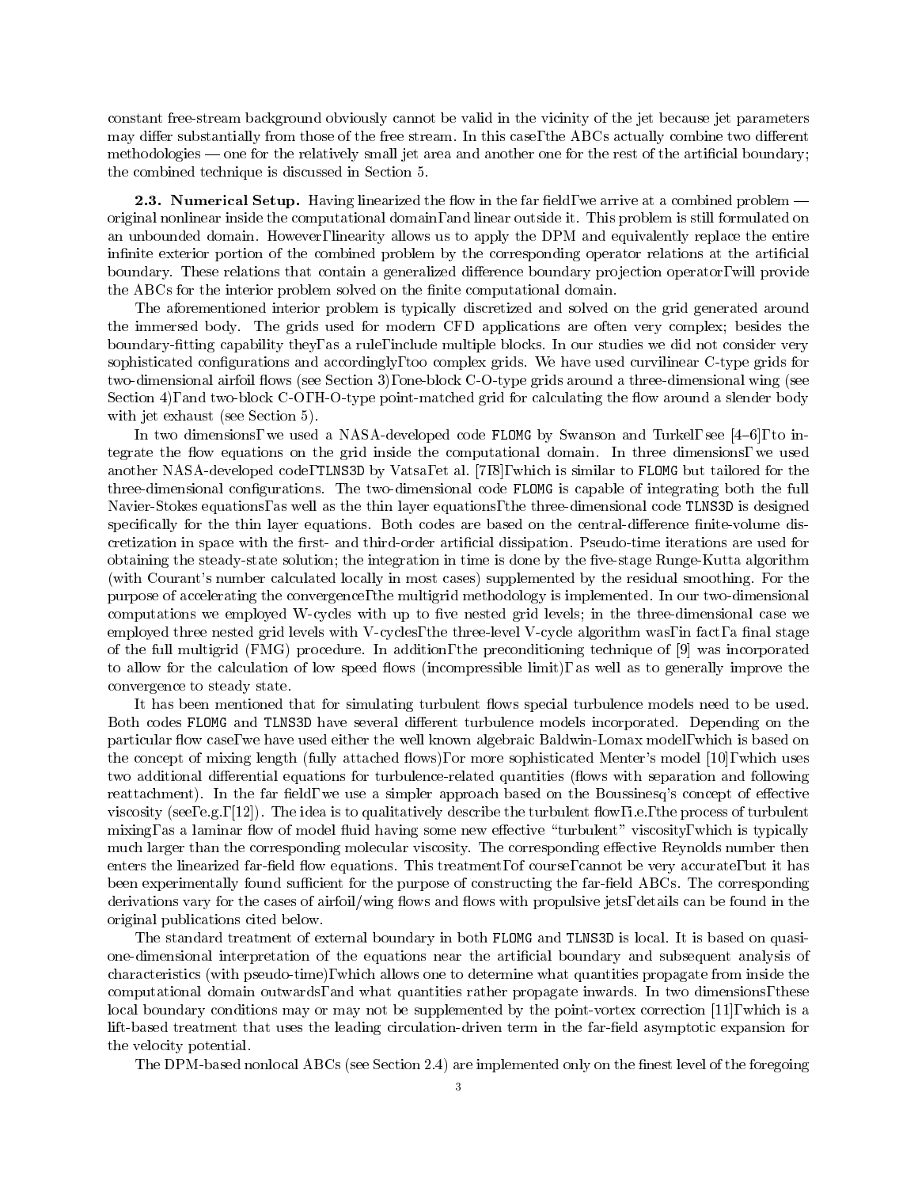constant free-stream background obviously cannot be valid in the vicinity of the jet because jet parameters may differ substantially from those of the free stream. In this case, the ABCs actually combine two different methodologies — one for the relatively small jet area and another one for the rest of the artificial boundary; the combined technique is discussed in Section 5.

**2.3. Numerical Setup.** Having linearized the flow in the far field, we arrive at a combined problem — original nonlinear inside the computational domain, and linear outside it. This problem is still formulated on an unbounded domain. However, linearity allows us to apply the DPM and equivalently replace the entire infinite exterior portion of the combined problem by the corresponding operator relations at the artificial boundary. These relations that contain a generalized difference boundary projection operator, will provide the ABCs for the interior problem solved on the finite computational domain.

The aforementioned interior problem is typically discretized and solved on the grid generated around the immersed body. The grids used for modern CFD applications are often very complex; besides the boundary-fitting capability they, as a rule, include multiple blocks. In our studies we did not consider very sophisticated configurations and accordingly, too complex grids. We have used curvilinear C-type grids for two-dimensional airfoil flows (see Section 3), one-block C-O-type grids around a three-dimensional wing (see Section 4), and two-block C-O, H-O-type point-matched grid for calculating the flow around a slender body with jet exhaust (see Section 5).

In two dimensions, we used a NASA-developed code FLOMG by Swanson and Turkel, see [4–6], to integrate the flow equations on the grid inside the computational domain. In three dimensions, we used another NASA-developed code, TLNS3D by Vatsa, et al. [7, 8], which is similar to FLOMG but tailored for the three-dimensional configurations. The two-dimensional code FLOMG is capable of integrating both the full Navier-Stokes equations, as well as the thin layer equations, the three-dimensional code TLNS3D is designed specifically for the thin layer equations. Both codes are based on the central-difference finite-volume discretization in space with the first- and third-order artificial dissipation. Pseudo-time iterations are used for obtaining the steady-state solution; the integration in time is done by the five-stage Runge-Kutta algorithm (with Courant's number calculated locally in most cases) supplemented by the residual smoothing. For the purpose of accelerating the convergence, the multigrid methodology is implemented. In our two-dimensional computations we employed W-cycles with up to five nested grid levels; in the three-dimensional case we employed three nested grid levels with V-cycles, the three-level V-cycle algorithm was, in fact, a final stage of the full multigrid (FMG) procedure. In addition, the preconditioning technique of [9] was incorporated to allow for the calculation of low speed flows (incompressible limit), as well as to generally improve the convergence to steady state.

It has been mentioned that for simulating turbulent flows special turbulence models need to be used. Both codes FLOMG and TLNS3D have several different turbulence models incorporated. Depending on the particular flow case, we have used either the well known algebraic Baldwin-Lomax model, which is based on the concept of mixing length (fully attached flows), or more sophisticated Menter's model [10], which uses two additional differential equations for turbulence-related quantities (flows with separation and following reattachment). In the far field, we use a simpler approach based on the Boussinesq's concept of effective viscosity (see, e.g., [12]). The idea is to qualitatively describe the turbulent flow, i.e., the process of turbulent mixing, as a laminar flow of model fluid having some new effective "turbulent" viscosity, which is typically much larger than the corresponding molecular viscosity. The corresponding effective Reynolds number then enters the linearized far-field flow equations. This treatment, of course, cannot be very accurate, but it has been experimentally found sufficient for the purpose of constructing the far-field ABCs. The corresponding derivations vary for the cases of airfoil/wing flows and flows with propulsive jets, details can be found in the original publications cited below.

The standard treatment of external boundary in both FLOMG and TLNS3D is local. It is based on quasi-one-dimensional interpretation of the equations near the artificial boundary and subsequent analysis of characteristics (with pseudo-time), which allows one to determine what quantities propagate from inside the computational domain outwards, and what quantities rather propagate inwards. In two dimensions, these local boundary conditions may or may not be supplemented by the point-vortex correction [11], which is a lift-based treatment that uses the leading circulation-driven term in the far-field asymptotic expansion for the velocity potential.

The DPM-based nonlocal ABCs (see Section 2.4) are implemented only on the finest level of the foregoing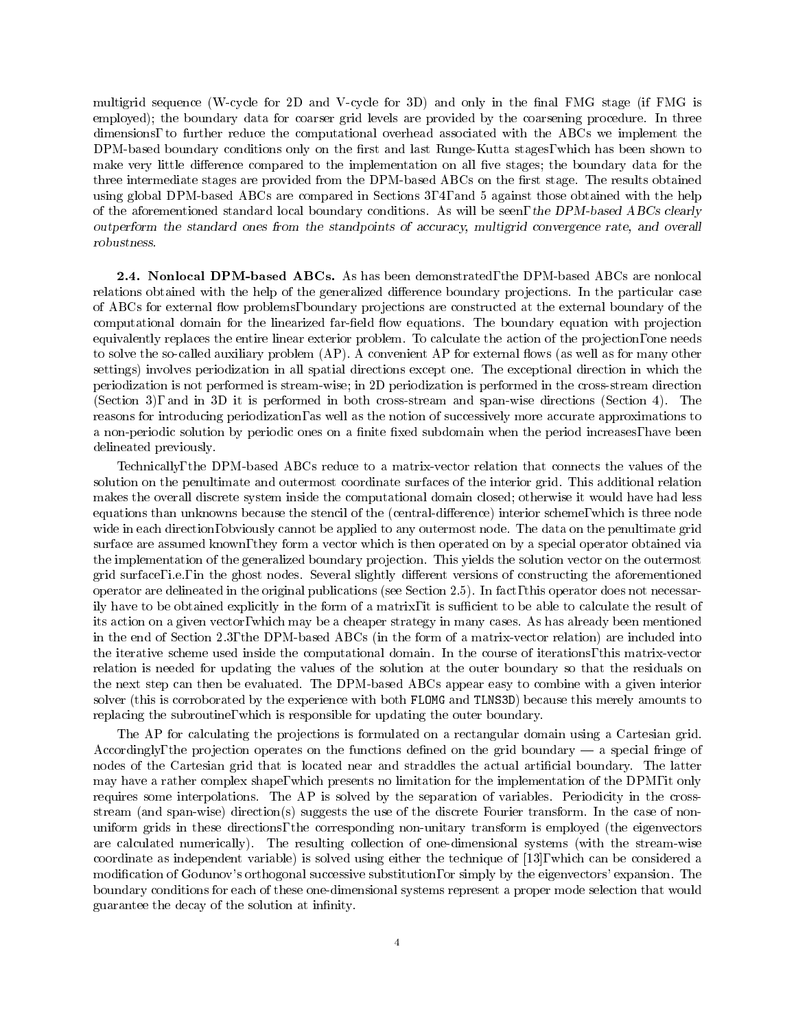multigrid sequence (W-cycle for 2D and V-cycle for 3D) and only in the final FMG stage (if FMG is employed); the boundary data for coarser grid levels are provided by the coarsening procedure. In three dimensions, to further reduce the computational overhead associated with the ABCs we implement the DPM-based boundary conditions only on the first and last Runge-Kutta stages, which has been shown to make very little difference compared to the implementation on all five stages; the boundary data for the three intermediate stages are provided from the DPM-based ABCs on the first stage. The results obtained using global DPM-based ABCs are compared in Sections 3, 4, and 5 against those obtained with the help of the aforementioned standard local boundary conditions. As will be seen, *the DPM-based ABCs clearly outperform the standard ones from the standpoints of accuracy, multigrid convergence rate, and overall robustness*.

**2.4. Nonlocal DPM-based ABCs.** As has been demonstrated, the DPM-based ABCs are nonlocal relations obtained with the help of the generalized difference boundary projections. In the particular case of ABCs for external flow problems, boundary projections are constructed at the external boundary of the computational domain for the linearized far-field flow equations. The boundary equation with projection equivalently replaces the entire linear exterior problem. To calculate the action of the projection, one needs to solve the so-called auxiliary problem (AP). A convenient AP for external flows (as well as for many other settings) involves periodization in all spatial directions except one. The exceptional direction in which the periodization is not performed is stream-wise; in 2D periodization is performed in the cross-stream direction (Section 3), and in 3D it is performed in both cross-stream and span-wise directions (Section 4). The reasons for introducing periodization, as well as the notion of successively more accurate approximations to a non-periodic solution by periodic ones on a finite fixed subdomain when the period increases, have been delineated previously.

Technically, the DPM-based ABCs reduce to a matrix-vector relation that connects the values of the solution on the penultimate and outermost coordinate surfaces of the interior grid. This additional relation makes the overall discrete system inside the computational domain closed; otherwise it would have had less equations than unknowns because the stencil of the (central-difference) interior scheme, which is three node wide in each direction, obviously cannot be applied to any outermost node. The data on the penultimate grid surface are assumed known, they form a vector which is then operated on by a special operator obtained via the implementation of the generalized boundary projection. This yields the solution vector on the outermost grid surface, i.e., in the ghost nodes. Several slightly different versions of constructing the aforementioned operator are delineated in the original publications (see Section 2.5). In fact, this operator does not necessarily have to be obtained explicitly in the form of a matrix, it is sufficient to be able to calculate the result of its action on a given vector, which may be a cheaper strategy in many cases. As has already been mentioned in the end of Section 2.3, the DPM-based ABCs (in the form of a matrix-vector relation) are included into the iterative scheme used inside the computational domain. In the course of iterations, this matrix-vector relation is needed for updating the values of the solution at the outer boundary so that the residuals on the next step can then be evaluated. The DPM-based ABCs appear easy to combine with a given interior solver (this is corroborated by the experience with both FLOMG and TLNS3D) because this merely amounts to replacing the subroutine, which is responsible for updating the outer boundary.

The AP for calculating the projections is formulated on a rectangular domain using a Cartesian grid. Accordingly, the projection operates on the functions defined on the grid boundary — a special fringe of nodes of the Cartesian grid that is located near and straddles the actual artificial boundary. The latter may have a rather complex shape, which presents no limitation for the implementation of the DPM, it only requires some interpolations. The AP is solved by the separation of variables. Periodicity in the cross-stream (and span-wise) direction(s) suggests the use of the discrete Fourier transform. In the case of non-uniform grids in these directions, the corresponding non-unitary transform is employed (the eigenvectors are calculated numerically). The resulting collection of one-dimensional systems (with the stream-wise coordinate as independent variable) is solved using either the technique of [13], which can be considered a modification of Godunov's orthogonal successive substitution, or simply by the eigenvectors' expansion. The boundary conditions for each of these one-dimensional systems represent a proper mode selection that would guarantee the decay of the solution at infinity.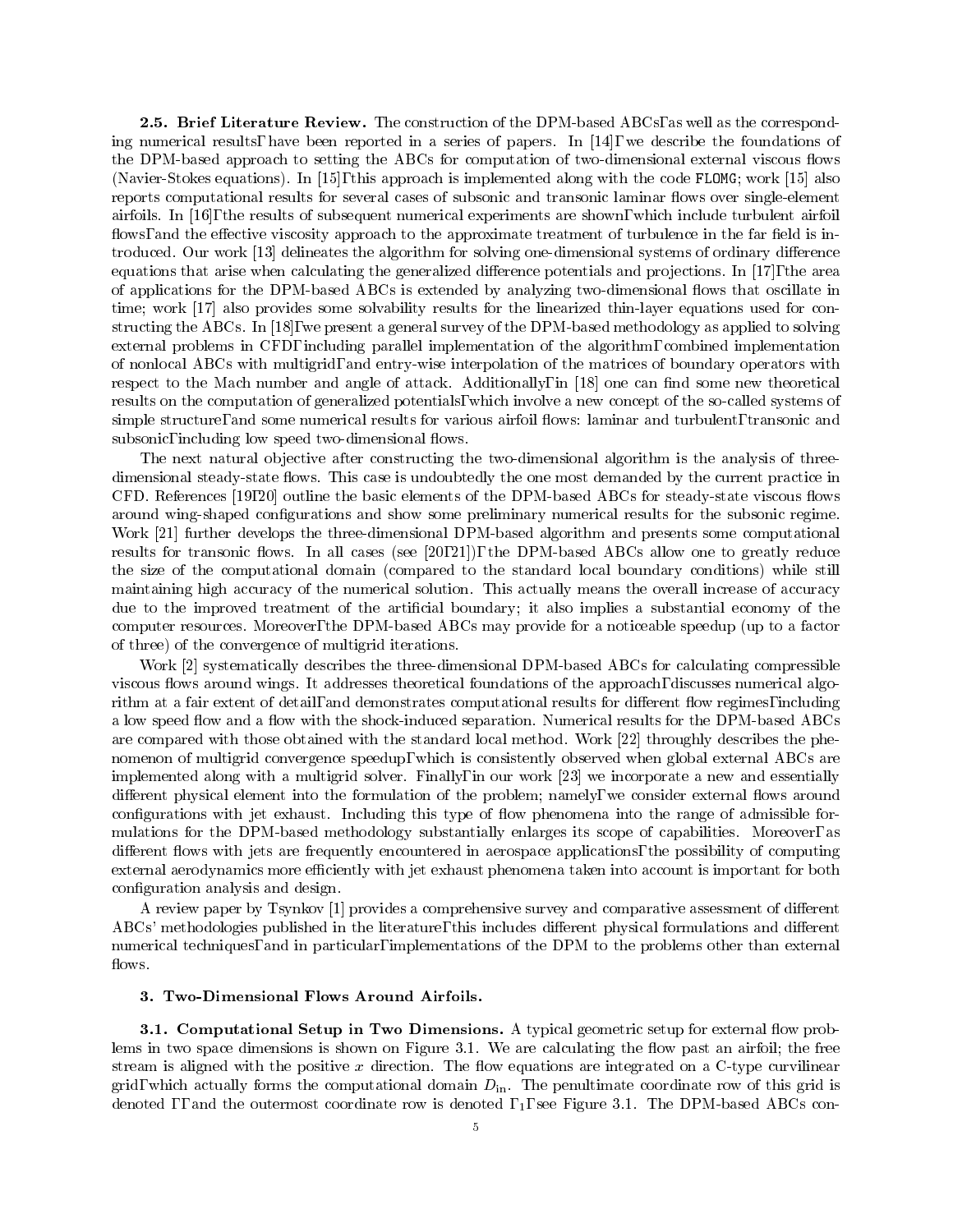**2.5. Brief Literature Review.** The construction of the DPM-based ABCs, as well as the corresponding numerical results, have been reported in a series of papers. In [14], we describe the foundations of the DPM-based approach to setting the ABCs for computation of two-dimensional external viscous flows (Navier-Stokes equations). In [15], this approach is implemented along with the code `FLOMG`; work [15] also reports computational results for several cases of subsonic and transonic laminar flows over single-element airfoils. In [16], the results of subsequent numerical experiments are shown, which include turbulent airfoil flows, and the effective viscosity approach to the approximate treatment of turbulence in the far field is introduced. Our work [13] delineates the algorithm for solving one-dimensional systems of ordinary difference equations that arise when calculating the generalized difference potentials and projections. In [17], the area of applications for the DPM-based ABCs is extended by analyzing two-dimensional flows that oscillate in time; work [17] also provides some solvability results for the linearized thin-layer equations used for constructing the ABCs. In [18], we present a general survey of the DPM-based methodology as applied to solving external problems in CFD, including parallel implementation of the algorithm, combined implementation of nonlocal ABCs with multigrid, and entry-wise interpolation of the matrices of boundary operators with respect to the Mach number and angle of attack. Additionally, in [18] one can find some new theoretical results on the computation of generalized potentials, which involve a new concept of the so-called systems of simple structure, and some numerical results for various airfoil flows: laminar and turbulent, transonic and subsonic, including low speed two-dimensional flows.

The next natural objective after constructing the two-dimensional algorithm is the analysis of three-dimensional steady-state flows. This case is undoubtedly the one most demanded by the current practice in CFD. References [19, 20] outline the basic elements of the DPM-based ABCs for steady-state viscous flows around wing-shaped configurations and show some preliminary numerical results for the subsonic regime. Work [21] further develops the three-dimensional DPM-based algorithm and presents some computational results for transonic flows. In all cases (see [20, 21]), the DPM-based ABCs allow one to greatly reduce the size of the computational domain (compared to the standard local boundary conditions) while still maintaining high accuracy of the numerical solution. This actually means the overall increase of accuracy due to the improved treatment of the artificial boundary; it also implies a substantial economy of the computer resources. Moreover, the DPM-based ABCs may provide for a noticeable speedup (up to a factor of three) of the convergence of multigrid iterations.

Work [2] systematically describes the three-dimensional DPM-based ABCs for calculating compressible viscous flows around wings. It addresses theoretical foundations of the approach, discusses numerical algorithm at a fair extent of detail, and demonstrates computational results for different flow regimes, including a low speed flow and a flow with the shock-induced separation. Numerical results for the DPM-based ABCs are compared with those obtained with the standard local method. Work [22] throughly describes the phenomenon of multigrid convergence speedup, which is consistently observed when global external ABCs are implemented along with a multigrid solver. Finally, in our work [23] we incorporate a new and essentially different physical element into the formulation of the problem; namely, we consider external flows around configurations with jet exhaust. Including this type of flow phenomena into the range of admissible formulations for the DPM-based methodology substantially enlarges its scope of capabilities. Moreover, as different flows with jets are frequently encountered in aerospace applications, the possibility of computing external aerodynamics more efficiently with jet exhaust phenomena taken into account is important for both configuration analysis and design.

A review paper by Tsynkov [1] provides a comprehensive survey and comparative assessment of different ABCs' methodologies published in the literature, this includes different physical formulations and different numerical techniques, and in particular, implementations of the DPM to the problems other than external flows.

## 3. Two-Dimensional Flows Around Airfoils.

**3.1. Computational Setup in Two Dimensions.** A typical geometric setup for external flow problems in two space dimensions is shown on Figure 3.1. We are calculating the flow past an airfoil; the free stream is aligned with the positive $x$ direction. The flow equations are integrated on a C-type curvilinear grid, which actually forms the computational domain $D_{\text{in}}$. The penultimate coordinate row of this grid is denoted $\Gamma$, and the outermost coordinate row is denoted $\Gamma_1$, see Figure 3.1. The DPM-based ABCs con-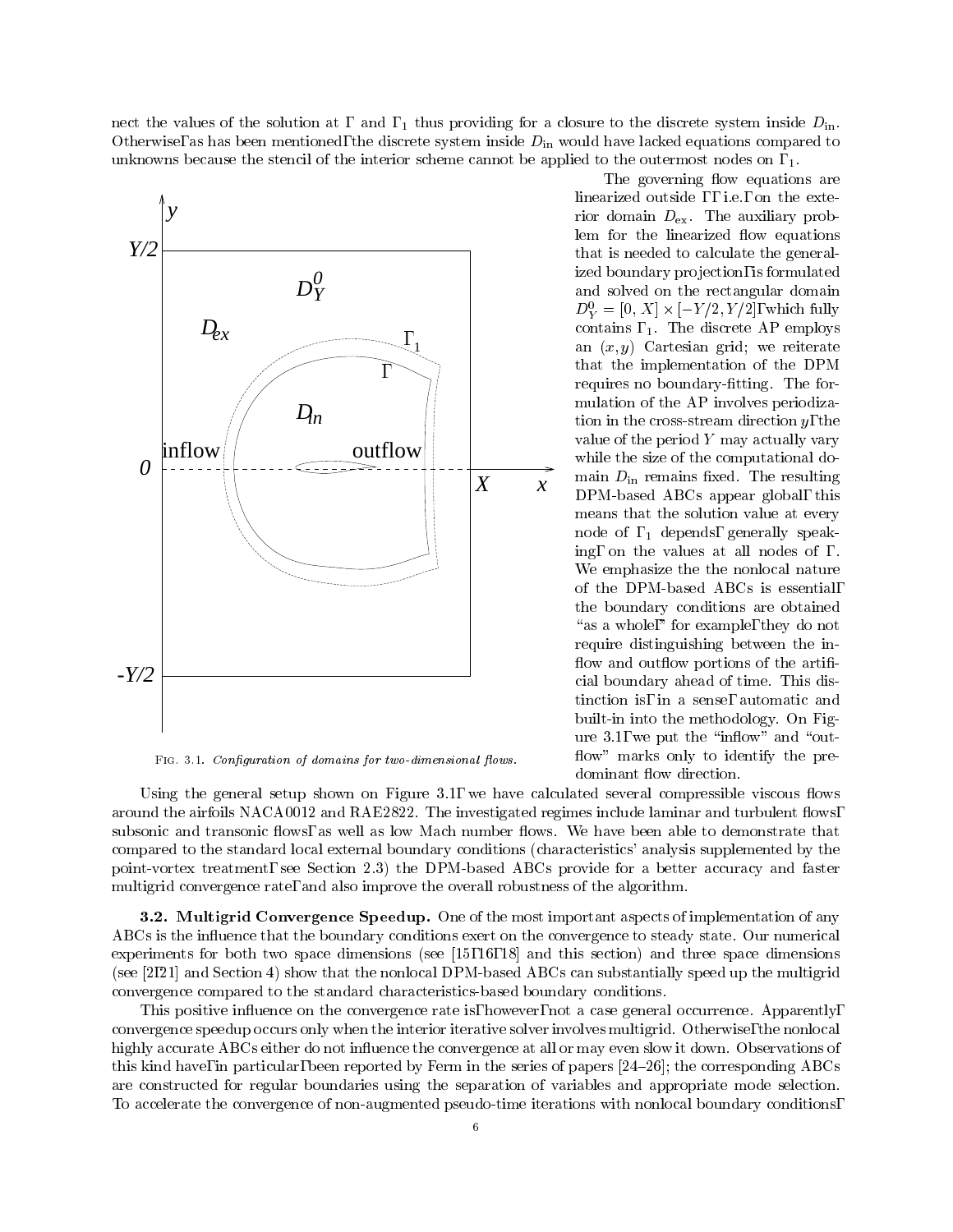nect the values of the solution at Γ and $\Gamma_1$ thus providing for a closure to the discrete system inside $D_{\text{in}}$. Otherwise, as has been mentioned, the discrete system inside $D_{\text{in}}$ would have lacked equations compared to unknowns because the stencil of the interior scheme cannot be applied to the outermost nodes on $\Gamma_1$.

The governing flow equations are linearized outside Γ, i.e., on the exterior domain $D_{\text{ex}}$. The auxiliary problem for the linearized flow equations that is needed to calculate the generalized boundary projection, is formulated and solved on the rectangular domain $D_Y^0 = [0, X] \times [-Y/2, Y/2]$, which fully contains $\Gamma_1$. The discrete AP employs an $(x, y)$ Cartesian grid; we reiterate that the implementation of the DPM requires no boundary-fitting. The formulation of the AP involves periodization in the cross-stream direction $y$, the value of the period $Y$ may actually vary while the size of the computational domain $D_{\text{in}}$ remains fixed. The resulting DPM-based ABCs appear global, this means that the solution value at every node of $\Gamma_1$ depends, generally speaking, on the values at all nodes of Γ. We emphasize the the nonlocal nature of the DPM-based ABCs is essential, the boundary conditions are obtained "as a whole," for example, they do not require distinguishing between the inflow and outflow portions of the artificial boundary ahead of time. This distinction is, in a sense, automatic and built-in into the methodology. On Figure 3.1, we put the "inflow" and "outflow" marks only to identify the predominant flow direction.

FIG. 3.1. *Configuration of domains for two-dimensional flows.*

Using the general setup shown on Figure 3.1, we have calculated several compressible viscous flows around the airfoils NACA0012 and RAE2822. The investigated regimes include laminar and turbulent flows, subsonic and transonic flows, as well as low Mach number flows. We have been able to demonstrate that compared to the standard local external boundary conditions (characteristics' analysis supplemented by the point-vortex treatment, see Section 2.3) the DPM-based ABCs provide for a better accuracy and faster multigrid convergence rate, and also improve the overall robustness of the algorithm.

**3.2. Multigrid Convergence Speedup.** One of the most important aspects of implementation of any ABCs is the influence that the boundary conditions exert on the convergence to steady state. Our numerical experiments for both two space dimensions (see [15, 16, 18] and this section) and three space dimensions (see [2, 21] and Section 4) show that the nonlocal DPM-based ABCs can substantially speed up the multigrid convergence compared to the standard characteristics-based boundary conditions.

This positive influence on the convergence rate is, however, not a case general occurrence. Apparently, convergence speedup occurs only when the interior iterative solver involves multigrid. Otherwise, the nonlocal highly accurate ABCs either do not influence the convergence at all or may even slow it down. Observations of this kind have, in particular, been reported by Ferm in the series of papers [24–26]; the corresponding ABCs are constructed for regular boundaries using the separation of variables and appropriate mode selection. To accelerate the convergence of non-augmented pseudo-time iterations with nonlocal boundary conditions,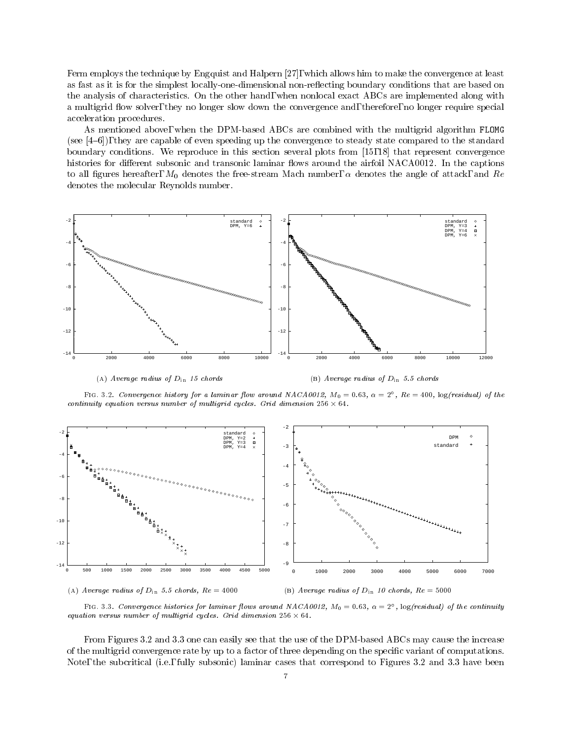Ferm employs the technique by Engquist and Halpern [27], which allows him to make the convergence at least as fast as it is for the simplest locally-one-dimensional non-reflecting boundary conditions that are based on the analysis of characteristics. On the other hand, when nonlocal exact ABCs are implemented along with a multigrid flow solver, they no longer slow down the convergence and, therefore, no longer require special acceleration procedures.

As mentioned above, when the DPM-based ABCs are combined with the multigrid algorithm FLOMG (see [4–6]), they are capable of even speeding up the convergence to steady state compared to the standard boundary conditions. We reproduce in this section several plots from [15, 18] that represent convergence histories for different subsonic and transonic laminar flows around the airfoil NACA0012. In the captions to all figures hereafter, $M_0$ denotes the free-stream Mach number, $\alpha$ denotes the angle of attack, and $Re$ denotes the molecular Reynolds number.

(A) *Average radius of $D_{\rm in}$ 15 chords*

(B) *Average radius of $D_{\rm in}$ 5.5 chords*

FIG. 3.2. *Convergence history for a laminar flow around NACA0012, $M_0 = 0.63$, $\alpha = 2^\circ$, $Re = 400$, $\log$(residual) of the continuity equation versus number of multigrid cycles. Grid dimension $256 \times 64$.*

(A) *Average radius of $D_{\rm in}$ 5.5 chords, $Re = 4000$*

(B) *Average radius of $D_{\rm in}$ 10 chords, $Re = 5000$*

FIG. 3.3. *Convergence histories for laminar flows around NACA0012, $M_0 = 0.63$, $\alpha = 2^\circ$, $\log$(residual) of the continuity equation versus number of multigrid cycles. Grid dimension $256 \times 64$.*

From Figures 3.2 and 3.3 one can easily see that the use of the DPM-based ABCs may cause the increase of the multigrid convergence rate by up to a factor of three depending on the specific variant of computations. Note, the subcritical (i.e., fully subsonic) laminar cases that correspond to Figures 3.2 and 3.3 have been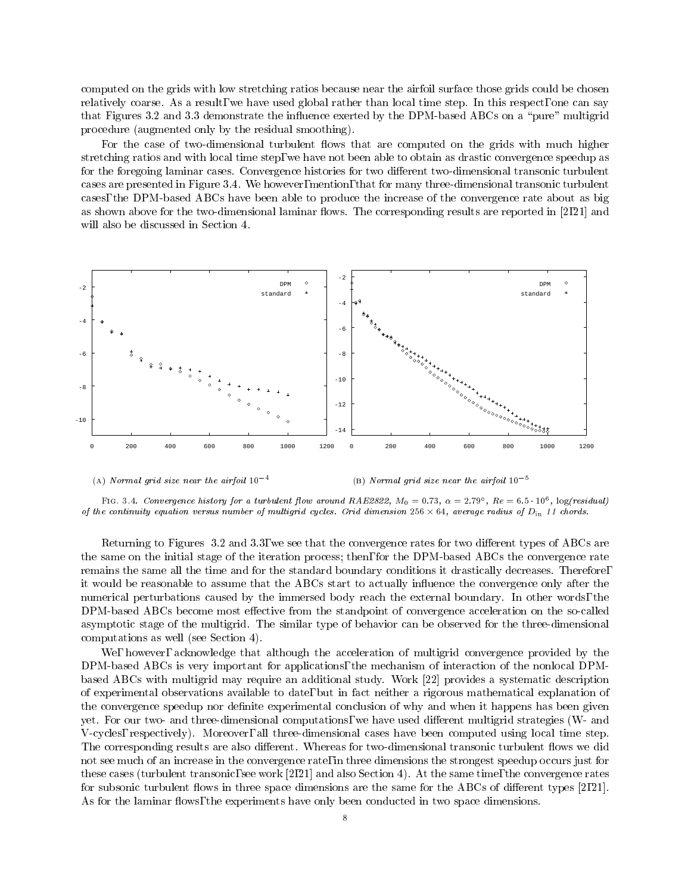computed on the grids with low stretching ratios because near the airfoil surface those grids could be chosen relatively coarse. As a result, we have used global rather than local time step. In this respect, one can say that Figures 3.2 and 3.3 demonstrate the influence exerted by the DPM-based ABCs on a "pure" multigrid procedure (augmented only by the residual smoothing).

For the case of two-dimensional turbulent flows that are computed on the grids with much higher stretching ratios and with local time step, we have not been able to obtain as drastic convergence speedup as for the foregoing laminar cases. Convergence histories for two different two-dimensional transonic turbulent cases are presented in Figure 3.4. We however, mention, that for many three-dimensional transonic turbulent cases, the DPM-based ABCs have been able to produce the increase of the convergence rate about as big as shown above for the two-dimensional laminar flows. The corresponding results are reported in [2, 21] and will also be discussed in Section 4.

(A) *Normal grid size near the airfoil* $10^{-4}$

(B) *Normal grid size near the airfoil* $10^{-5}$

Fig. 3.4. *Convergence history for a turbulent flow around RAE2822,* $M_0 = 0.73$*,* $\alpha = 2.79°$*,* $Re = 6.5 \cdot 10^6$*, log(residual) of the continuity equation versus number of multigrid cycles. Grid dimension* $256 \times 64$*, average radius of* $D_{\text{in}}$ *11 chords.*

Returning to Figures 3.2 and 3.3, we see that the convergence rates for two different types of ABCs are the same on the initial stage of the iteration process; then, for the DPM-based ABCs the convergence rate remains the same all the time and for the standard boundary conditions it drastically decreases. Therefore, it would be reasonable to assume that the ABCs start to actually influence the convergence only after the numerical perturbations caused by the immersed body reach the external boundary. In other words, the DPM-based ABCs become most effective from the standpoint of convergence acceleration on the so-called asymptotic stage of the multigrid. The similar type of behavior can be observed for the three-dimensional computations as well (see Section 4).

We, however, acknowledge that although the acceleration of multigrid convergence provided by the DPM-based ABCs is very important for applications, the mechanism of interaction of the nonlocal DPM-based ABCs with multigrid may require an additional study. Work [22] provides a systematic description of experimental observations available to date, but in fact neither a rigorous mathematical explanation of the convergence speedup nor definite experimental conclusion of why and when it happens has been given yet. For our two- and three-dimensional computations, we have used different multigrid strategies (W- and V-cycles, respectively). Moreover, all three-dimensional cases have been computed using local time step. The corresponding results are also different. Whereas for two-dimensional transonic turbulent flows we did not see much of an increase in the convergence rate, in three dimensions the strongest speedup occurs just for these cases (turbulent transonic, see work [2, 21] and also Section 4). At the same time, the convergence rates for subsonic turbulent flows in three space dimensions are the same for the ABCs of different types [2, 21]. As for the laminar flows, the experiments have only been conducted in two space dimensions.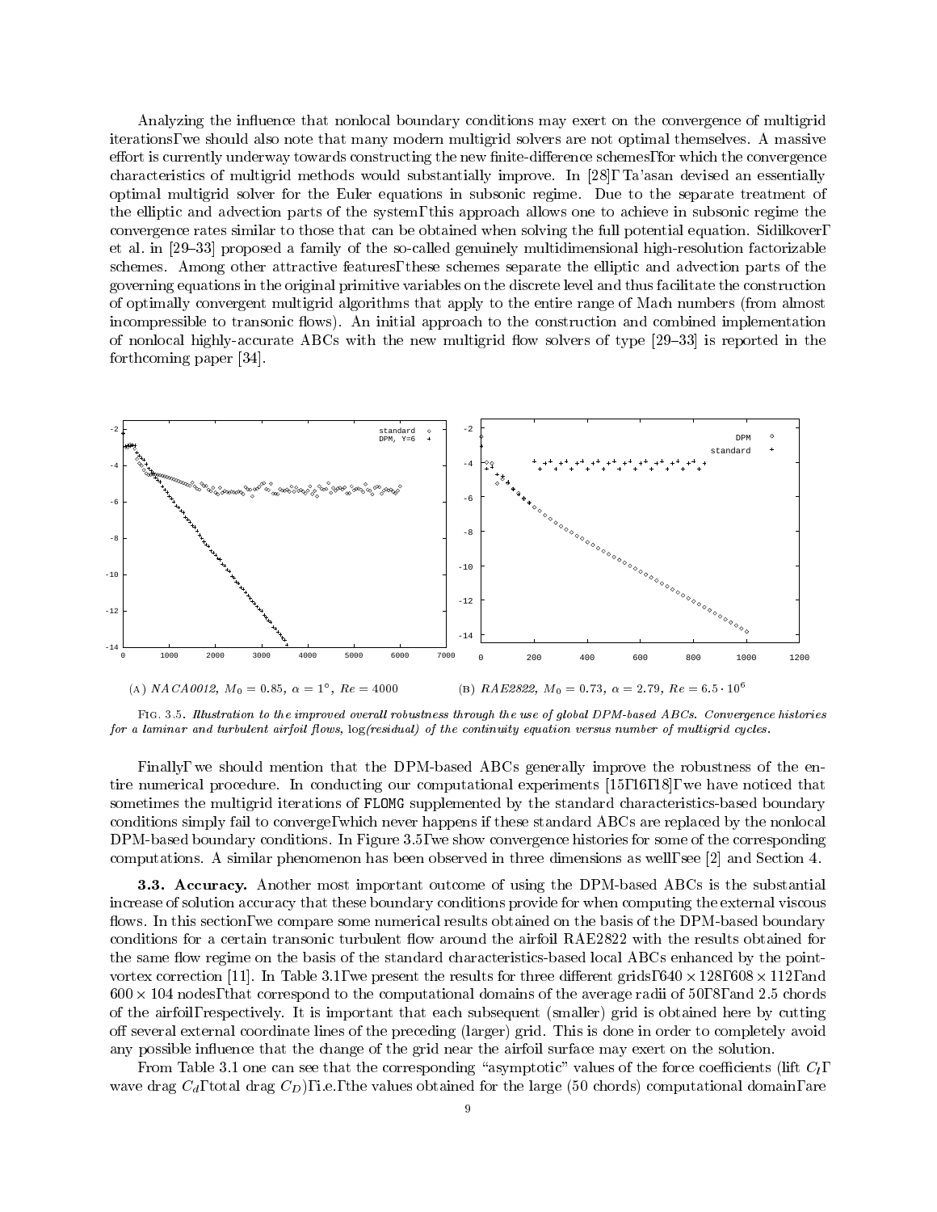Analyzing the influence that nonlocal boundary conditions may exert on the convergence of multigrid iterations, we should also note that many modern multigrid solvers are not optimal themselves. A massive effort is currently underway towards constructing the new finite-difference schemes, for which the convergence characteristics of multigrid methods would substantially improve. In [28], Ta'asan devised an essentially optimal multigrid solver for the Euler equations in subsonic regime. Due to the separate treatment of the elliptic and advection parts of the system, this approach allows one to achieve in subsonic regime the convergence rates similar to those that can be obtained when solving the full potential equation. Sidilkover, et al. in [29–33] proposed a family of the so-called genuinely multidimensional high-resolution factorizable schemes. Among other attractive features, these schemes separate the elliptic and advection parts of the governing equations in the original primitive variables on the discrete level and thus facilitate the construction of optimally convergent multigrid algorithms that apply to the entire range of Mach numbers (from almost incompressible to transonic flows). An initial approach to the construction and combined implementation of nonlocal highly-accurate ABCs with the new multigrid flow solvers of type [29–33] is reported in the forthcoming paper [34].

(A) *NACA0012*, $M_0 = 0.85$, $\alpha = 1^\circ$, $Re = 4000$

(B) *RAE2822*, $M_0 = 0.73$, $\alpha = 2.79$, $Re = 6.5 \cdot 10^6$

Fig. 3.5. *Illustration to the improved overall robustness through the use of global DPM-based ABCs. Convergence histories for a laminar and turbulent airfoil flows,* log(residual) *of the continuity equation versus number of multigrid cycles.*

Finally, we should mention that the DPM-based ABCs generally improve the robustness of the entire numerical procedure. In conducting our computational experiments [15, 16, 18], we have noticed that sometimes the multigrid iterations of `FLOMG` supplemented by the standard characteristics-based boundary conditions simply fail to converge, which never happens if these standard ABCs are replaced by the nonlocal DPM-based boundary conditions. In Figure 3.5, we show convergence histories for some of the corresponding computations. A similar phenomenon has been observed in three dimensions as well, see [2] and Section 4.

**3.3. Accuracy.** Another most important outcome of using the DPM-based ABCs is the substantial increase of solution accuracy that these boundary conditions provide for when computing the external viscous flows. In this section, we compare some numerical results obtained on the basis of the DPM-based boundary conditions for a certain transonic turbulent flow around the airfoil RAE2822 with the results obtained for the same flow regime on the basis of the standard characteristics-based local ABCs enhanced by the point-vortex correction [11]. In Table 3.1, we present the results for three different grids, $640 \times 128$, $608 \times 112$, and $600 \times 104$ nodes, that correspond to the computational domains of the average radii of 50, 8, and 2.5 chords of the airfoil, respectively. It is important that each subsequent (smaller) grid is obtained here by cutting off several external coordinate lines of the preceding (larger) grid. This is done in order to completely avoid any possible influence that the change of the grid near the airfoil surface may exert on the solution.

From Table 3.1 one can see that the corresponding "asymptotic" values of the force coefficients (lift $C_l$, wave drag $C_d$, total drag $C_D$), i.e., the values obtained for the large (50 chords) computational domain, are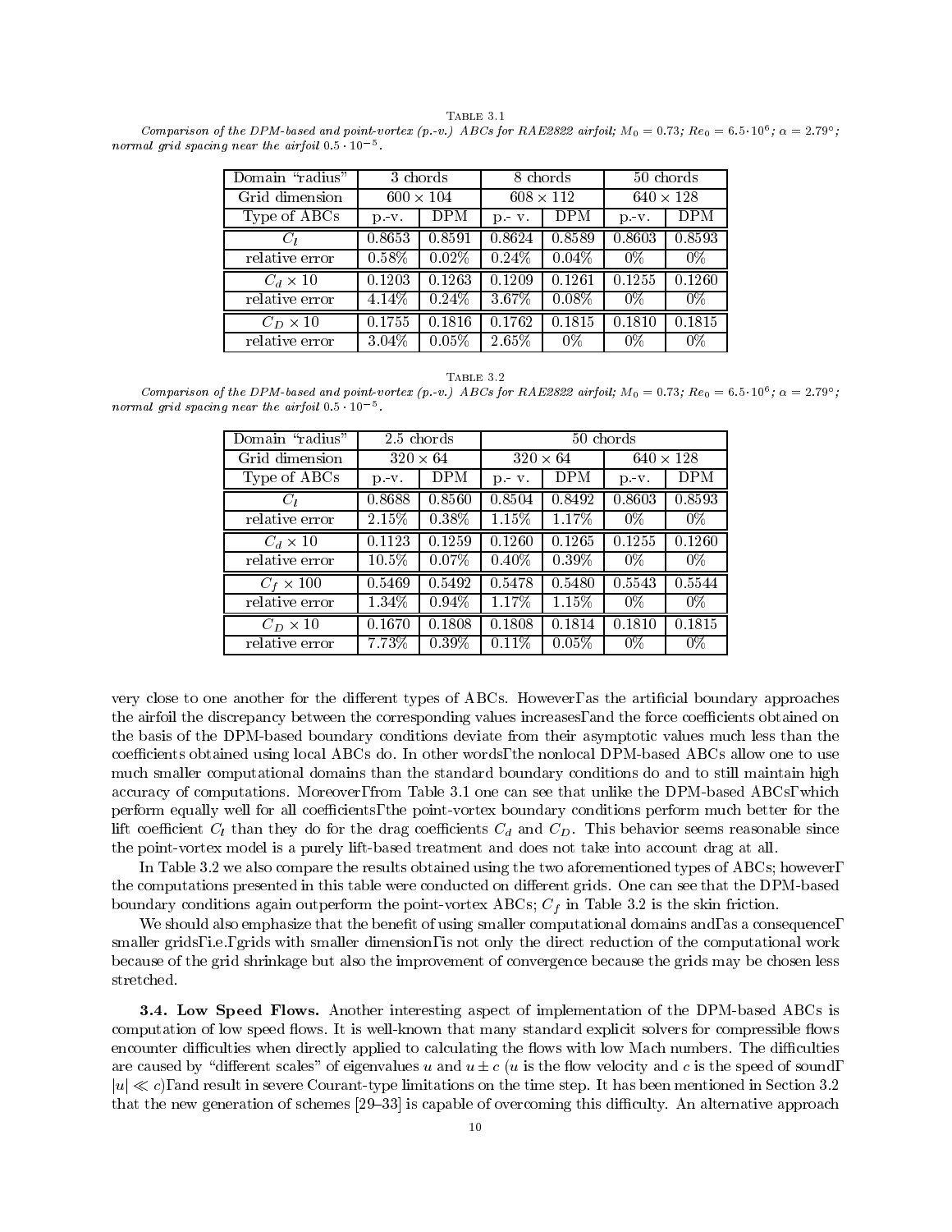Table 3.1

*Comparison of the DPM-based and point-vortex (p.-v.) ABCs for RAE2822 airfoil;* $M_0 = 0.73$*;* $Re_0 = 6.5 \cdot 10^6$*;* $\alpha = 2.79°$*; normal grid spacing near the airfoil* $0.5 \cdot 10^{-5}$*.*

| Domain "radius" | 3 chords | | 8 chords | | 50 chords | |
|---|---|---|---|---|---|---|
| Grid dimension | $600 \times 104$ | | $608 \times 112$ | | $640 \times 128$ | |
| Type of ABCs | p.-v. | DPM | p.- v. | DPM | p.-v. | DPM |
| $C_l$ | 0.8653 | 0.8591 | 0.8624 | 0.8589 | 0.8603 | 0.8593 |
| relative error | 0.58% | 0.02% | 0.24% | 0.04% | 0% | 0% |
| $C_d \times 10$ | 0.1203 | 0.1263 | 0.1209 | 0.1261 | 0.1255 | 0.1260 |
| relative error | 4.14% | 0.24% | 3.67% | 0.08% | 0% | 0% |
| $C_D \times 10$ | 0.1755 | 0.1816 | 0.1762 | 0.1815 | 0.1810 | 0.1815 |
| relative error | 3.04% | 0.05% | 2.65% | 0% | 0% | 0% |

Table 3.2

*Comparison of the DPM-based and point-vortex (p.-v.) ABCs for RAE2822 airfoil;* $M_0 = 0.73$*;* $Re_0 = 6.5 \cdot 10^6$*;* $\alpha = 2.79°$*; normal grid spacing near the airfoil* $0.5 \cdot 10^{-5}$*.*

| Domain "radius" | 2.5 chords | | 50 chords | | | |
|---|---|---|---|---|---|---|
| Grid dimension | $320 \times 64$ | | $320 \times 64$ | | $640 \times 128$ | |
| Type of ABCs | p.-v. | DPM | p.- v. | DPM | p.-v. | DPM |
| $C_l$ | 0.8688 | 0.8560 | 0.8504 | 0.8492 | 0.8603 | 0.8593 |
| relative error | 2.15% | 0.38% | 1.15% | 1.17% | 0% | 0% |
| $C_d \times 10$ | 0.1123 | 0.1259 | 0.1260 | 0.1265 | 0.1255 | 0.1260 |
| relative error | 10.5% | 0.07% | 0.40% | 0.39% | 0% | 0% |
| $C_f \times 100$ | 0.5469 | 0.5492 | 0.5478 | 0.5480 | 0.5543 | 0.5544 |
| relative error | 1.34% | 0.94% | 1.17% | 1.15% | 0% | 0% |
| $C_D \times 10$ | 0.1670 | 0.1808 | 0.1808 | 0.1814 | 0.1810 | 0.1815 |
| relative error | 7.73% | 0.39% | 0.11% | 0.05% | 0% | 0% |

very close to one another for the different types of ABCs. However, as the artificial boundary approaches the airfoil the discrepancy between the corresponding values increases, and the force coefficients obtained on the basis of the DPM-based boundary conditions deviate from their asymptotic values much less than the coefficients obtained using local ABCs do. In other words, the nonlocal DPM-based ABCs allow one to use much smaller computational domains than the standard boundary conditions do and to still maintain high accuracy of computations. Moreover, from Table 3.1 one can see that unlike the DPM-based ABCs, which perform equally well for all coefficients, the point-vortex boundary conditions perform much better for the lift coefficient $C_l$ than they do for the drag coefficients $C_d$ and $C_D$. This behavior seems reasonable since the point-vortex model is a purely lift-based treatment and does not take into account drag at all.

In Table 3.2 we also compare the results obtained using the two aforementioned types of ABCs; however, the computations presented in this table were conducted on different grids. One can see that the DPM-based boundary conditions again outperform the point-vortex ABCs; $C_f$ in Table 3.2 is the skin friction.

We should also emphasize that the benefit of using smaller computational domains and, as a consequence, smaller grids, i.e., grids with smaller dimension, is not only the direct reduction of the computational work because of the grid shrinkage but also the improvement of convergence because the grids may be chosen less stretched.

**3.4. Low Speed Flows.** Another interesting aspect of implementation of the DPM-based ABCs is computation of low speed flows. It is well-known that many standard explicit solvers for compressible flows encounter difficulties when directly applied to calculating the flows with low Mach numbers. The difficulties are caused by "different scales" of eigenvalues $u$ and $u \pm c$ ($u$ is the flow velocity and $c$ is the speed of sound, $|u| \ll c$), and result in severe Courant-type limitations on the time step. It has been mentioned in Section 3.2 that the new generation of schemes [29–33] is capable of overcoming this difficulty. An alternative approach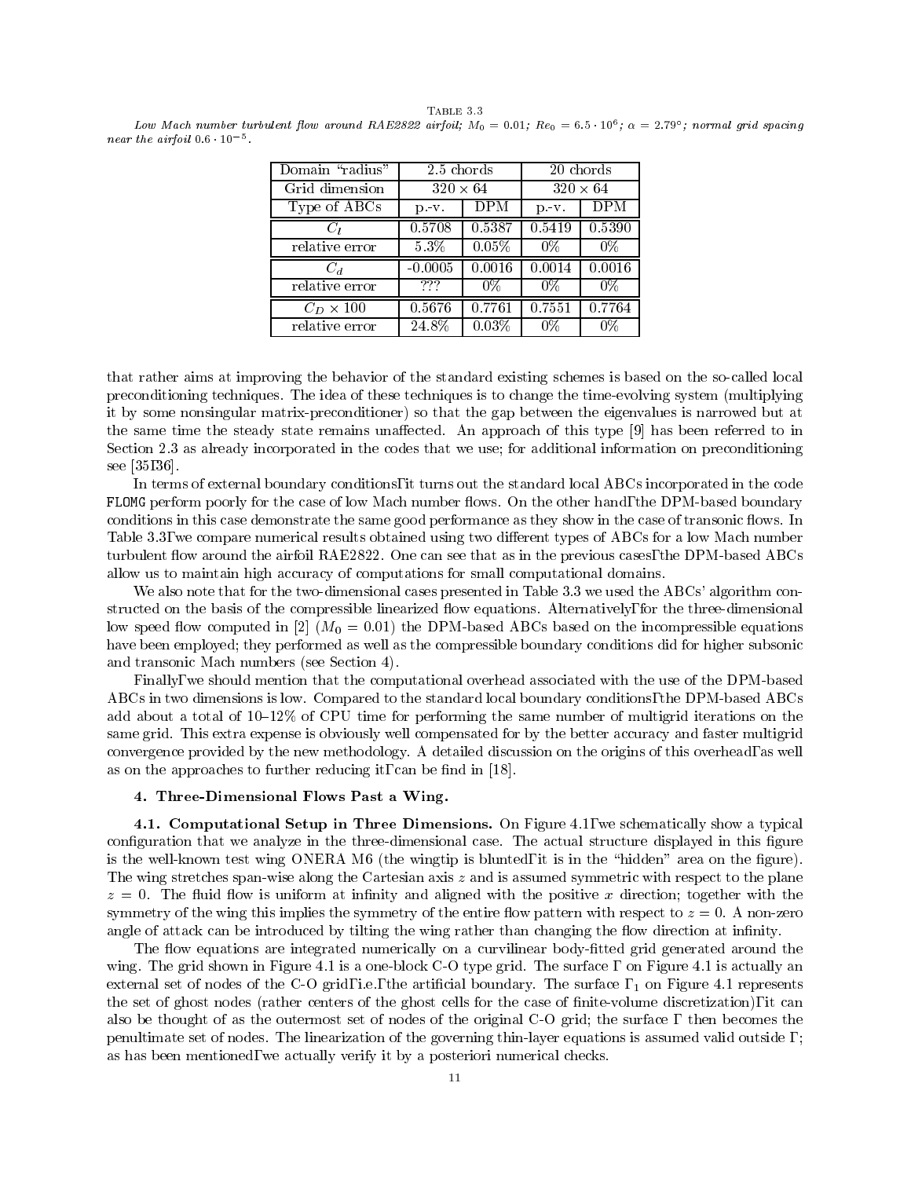Table 3.3

*Low Mach number turbulent flow around RAE2822 airfoil; $M_0 = 0.01$; $Re_0 = 6.5 \cdot 10^6$; $\alpha = 2.79°$; normal grid spacing near the airfoil $0.6 \cdot 10^{-5}$.*

| Domain "radius" | 2.5 chords | | 20 chords | |
|---|---|---|---|---|
| Grid dimension | $320 \times 64$ | | $320 \times 64$ | |
| Type of ABCs | p.-v. | DPM | p.-v. | DPM |
| $C_l$ | 0.5708 | 0.5387 | 0.5419 | 0.5390 |
| relative error | 5.3% | 0.05% | 0% | 0% |
| $C_d$ | -0.0005 | 0.0016 | 0.0014 | 0.0016 |
| relative error | ??? | 0% | 0% | 0% |
| $C_D \times 100$ | 0.5676 | 0.7761 | 0.7551 | 0.7764 |
| relative error | 24.8% | 0.03% | 0% | 0% |

that rather aims at improving the behavior of the standard existing schemes is based on the so-called local preconditioning techniques. The idea of these techniques is to change the time-evolving system (multiplying it by some nonsingular matrix-preconditioner) so that the gap between the eigenvalues is narrowed but at the same time the steady state remains unaffected. An approach of this type [9] has been referred to in Section 2.3 as already incorporated in the codes that we use; for additional information on preconditioning see [35, 36].

In terms of external boundary conditions, it turns out the standard local ABCs incorporated in the code `FLOMG` perform poorly for the case of low Mach number flows. On the other hand, the DPM-based boundary conditions in this case demonstrate the same good performance as they show in the case of transonic flows. In Table 3.3, we compare numerical results obtained using two different types of ABCs for a low Mach number turbulent flow around the airfoil RAE2822. One can see that as in the previous cases, the DPM-based ABCs allow us to maintain high accuracy of computations for small computational domains.

We also note that for the two-dimensional cases presented in Table 3.3 we used the ABCs' algorithm constructed on the basis of the compressible linearized flow equations. Alternatively, for the three-dimensional low speed flow computed in [2] ($M_0 = 0.01$) the DPM-based ABCs based on the incompressible equations have been employed; they performed as well as the compressible boundary conditions did for higher subsonic and transonic Mach numbers (see Section 4).

Finally, we should mention that the computational overhead associated with the use of the DPM-based ABCs in two dimensions is low. Compared to the standard local boundary conditions, the DPM-based ABCs add about a total of 10–12% of CPU time for performing the same number of multigrid iterations on the same grid. This extra expense is obviously well compensated for by the better accuracy and faster multigrid convergence provided by the new methodology. A detailed discussion on the origins of this overhead, as well as on the approaches to further reducing it, can be find in [18].

## 4. Three-Dimensional Flows Past a Wing.

**4.1. Computational Setup in Three Dimensions.** On Figure 4.1, we schematically show a typical configuration that we analyze in the three-dimensional case. The actual structure displayed in this figure is the well-known test wing ONERA M6 (the wingtip is blunted, it is in the "hidden" area on the figure). The wing stretches span-wise along the Cartesian axis $z$ and is assumed symmetric with respect to the plane $z = 0$. The fluid flow is uniform at infinity and aligned with the positive $x$ direction; together with the symmetry of the wing this implies the symmetry of the entire flow pattern with respect to $z = 0$. A non-zero angle of attack can be introduced by tilting the wing rather than changing the flow direction at infinity.

The flow equations are integrated numerically on a curvilinear body-fitted grid generated around the wing. The grid shown in Figure 4.1 is a one-block C-O type grid. The surface $\Gamma$ on Figure 4.1 is actually an external set of nodes of the C-O grid, i.e., the artificial boundary. The surface $\Gamma_1$ on Figure 4.1 represents the set of ghost nodes (rather centers of the ghost cells for the case of finite-volume discretization), it can also be thought of as the outermost set of nodes of the original C-O grid; the surface $\Gamma$ then becomes the penultimate set of nodes. The linearization of the governing thin-layer equations is assumed valid outside $\Gamma$; as has been mentioned, we actually verify it by a posteriori numerical checks.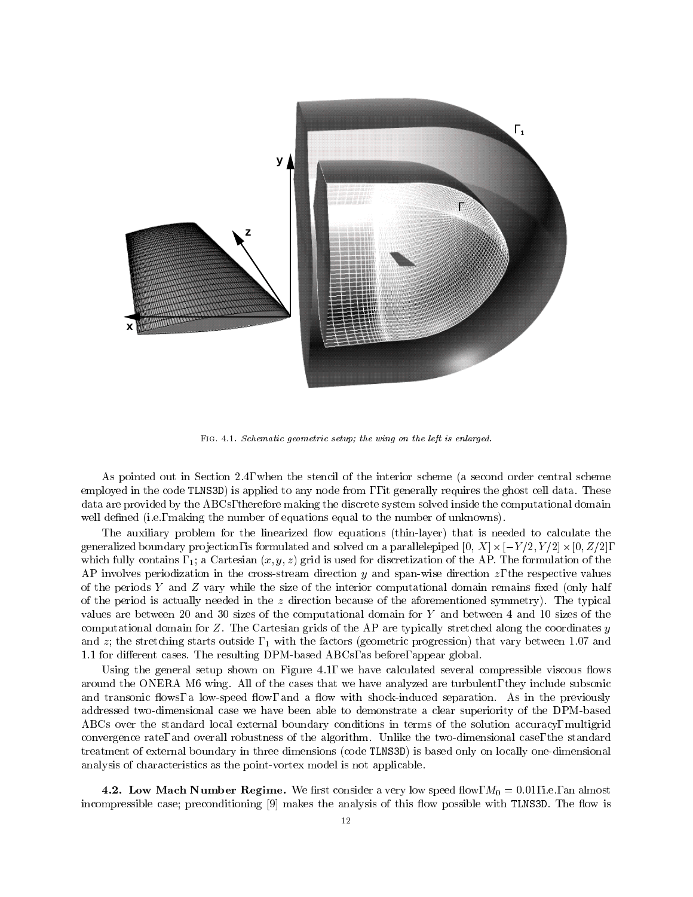Fig. 4.1. *Schematic geometric setup; the wing on the left is enlarged.*

As pointed out in Section 2.4, when the stencil of the interior scheme (a second order central scheme employed in the code TLNS3D) is applied to any node from $\Gamma$, it generally requires the ghost cell data. These data are provided by the ABCs, therefore making the discrete system solved inside the computational domain well defined (i.e., making the number of equations equal to the number of unknowns).

The auxiliary problem for the linearized flow equations (thin-layer) that is needed to calculate the generalized boundary projection, is formulated and solved on a parallelepiped $[0, X] \times [-Y/2, Y/2] \times [0, Z/2]$, which fully contains $\Gamma_1$; a Cartesian $(x, y, z)$ grid is used for discretization of the AP. The formulation of the AP involves periodization in the cross-stream direction $y$ and span-wise direction $z$, the respective values of the periods $Y$ and $Z$ vary while the size of the interior computational domain remains fixed (only half of the period is actually needed in the $z$ direction because of the aforementioned symmetry). The typical values are between 20 and 30 sizes of the computational domain for $Y$ and between 4 and 10 sizes of the computational domain for $Z$. The Cartesian grids of the AP are typically stretched along the coordinates $y$ and $z$; the stretching starts outside $\Gamma_1$ with the factors (geometric progression) that vary between 1.07 and 1.1 for different cases. The resulting DPM-based ABCs, as before, appear global.

Using the general setup shown on Figure 4.1, we have calculated several compressible viscous flows around the ONERA M6 wing. All of the cases that we have analyzed are turbulent, they include subsonic and transonic flows, a low-speed flow, and a flow with shock-induced separation. As in the previously addressed two-dimensional case we have been able to demonstrate a clear superiority of the DPM-based ABCs over the standard local external boundary conditions in terms of the solution accuracy, multigrid convergence rate, and overall robustness of the algorithm. Unlike the two-dimensional case, the standard treatment of external boundary in three dimensions (code TLNS3D) is based only on locally one-dimensional analysis of characteristics as the point-vortex model is not applicable.

**4.2. Low Mach Number Regime.** We first consider a very low speed flow, $M_0 = 0.01$, i.e., an almost incompressible case; preconditioning [9] makes the analysis of this flow possible with TLNS3D. The flow is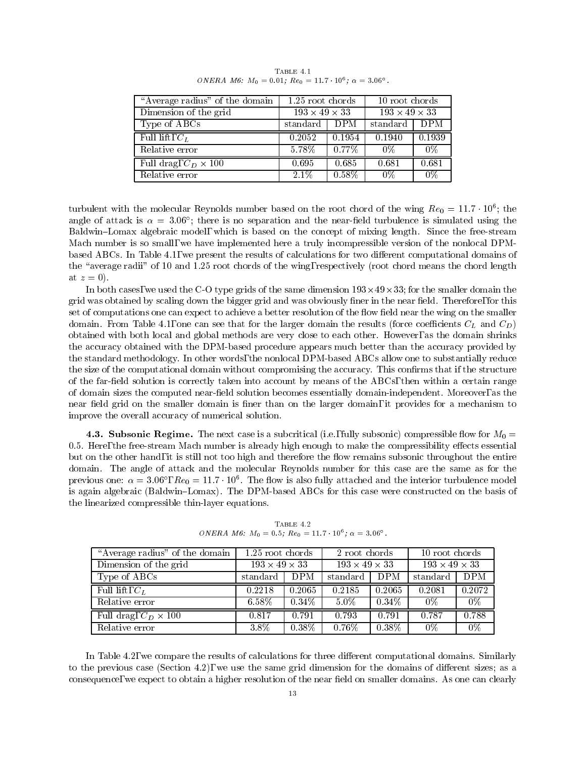TABLE 4.1
*ONERA M6:* $M_0 = 0.01$; $Re_0 = 11.7 \cdot 10^6$; $\alpha = 3.06°$.

| "Average radius" of the domain | 1.25 root chords | | 10 root chords | |
|---|---|---|---|---|
| Dimension of the grid | $193 \times 49 \times 33$ | | $193 \times 49 \times 33$ | |
| Type of ABCs | standard | DPM | standard | DPM |
| Full lift, $C_L$ | 0.2052 | 0.1954 | 0.1940 | 0.1939 |
| Relative error | 5.78% | 0.77% | 0% | 0% |
| Full drag, $C_D \times 100$ | 0.695 | 0.685 | 0.681 | 0.681 |
| Relative error | 2.1% | 0.58% | 0% | 0% |

turbulent with the molecular Reynolds number based on the root chord of the wing $Re_0 = 11.7 \cdot 10^6$; the angle of attack is $\alpha = 3.06°$; there is no separation and the near-field turbulence is simulated using the Baldwin–Lomax algebraic model, which is based on the concept of mixing length. Since the free-stream Mach number is so small, we have implemented here a truly incompressible version of the nonlocal DPM-based ABCs. In Table 4.1, we present the results of calculations for two different computational domains of the "average radii" of 10 and 1.25 root chords of the wing, respectively (root chord means the chord length at $z = 0$).

In both cases, we used the C-O type grids of the same dimension $193 \times 49 \times 33$; for the smaller domain the grid was obtained by scaling down the bigger grid and was obviously finer in the near field. Therefore, for this set of computations one can expect to achieve a better resolution of the flow field near the wing on the smaller domain. From Table 4.1, one can see that for the larger domain the results (force coefficients $C_L$ and $C_D$) obtained with both local and global methods are very close to each other. However, as the domain shrinks the accuracy obtained with the DPM-based procedure appears much better than the accuracy provided by the standard methodology. In other words, the nonlocal DPM-based ABCs allow one to substantially reduce the size of the computational domain without compromising the accuracy. This confirms that if the structure of the far-field solution is correctly taken into account by means of the ABCs, then within a certain range of domain sizes the computed near-field solution becomes essentially domain-independent. Moreover, as the near field grid on the smaller domain is finer than on the larger domain, it provides for a mechanism to improve the overall accuracy of numerical solution.

**4.3. Subsonic Regime.** The next case is a subcritical (i.e., fully subsonic) compressible flow for $M_0 = 0.5$. Here, the free-stream Mach number is already high enough to make the compressibility effects essential but on the other hand, it is still not too high and therefore the flow remains subsonic throughout the entire domain. The angle of attack and the molecular Reynolds number for this case are the same as for the previous one: $\alpha = 3.06°$, $Re_0 = 11.7 \cdot 10^6$. The flow is also fully attached and the interior turbulence model is again algebraic (Baldwin–Lomax). The DPM-based ABCs for this case were constructed on the basis of the linearized compressible thin-layer equations.

TABLE 4.2
*ONERA M6:* $M_0 = 0.5$; $Re_0 = 11.7 \cdot 10^6$; $\alpha = 3.06°$.

| "Average radius" of the domain | 1.25 root chords | | 2 root chords | | 10 root chords | |
|---|---|---|---|---|---|---|
| Dimension of the grid | $193 \times 49 \times 33$ | | $193 \times 49 \times 33$ | | $193 \times 49 \times 33$ | |
| Type of ABCs | standard | DPM | standard | DPM | standard | DPM |
| Full lift, $C_L$ | 0.2218 | 0.2065 | 0.2185 | 0.2065 | 0.2081 | 0.2072 |
| Relative error | 6.58% | 0.34% | 5.0% | 0.34% | 0% | 0% |
| Full drag, $C_D \times 100$ | 0.817 | 0.791 | 0.793 | 0.791 | 0.787 | 0.788 |
| Relative error | 3.8% | 0.38% | 0.76% | 0.38% | 0% | 0% |

In Table 4.2, we compare the results of calculations for three different computational domains. Similarly to the previous case (Section 4.2), we use the same grid dimension for the domains of different sizes; as a consequence, we expect to obtain a higher resolution of the near field on smaller domains. As one can clearly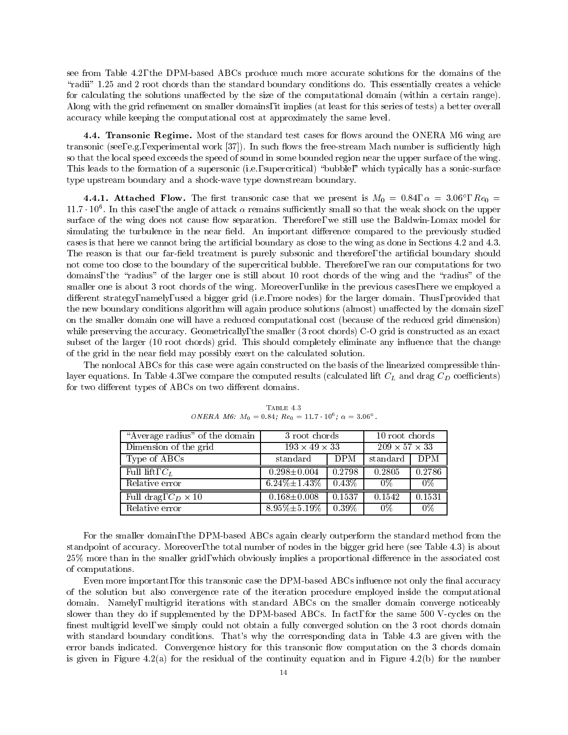see from Table 4.2, the DPM-based ABCs produce much more accurate solutions for the domains of the "radii" 1.25 and 2 root chords than the standard boundary conditions do. This essentially creates a vehicle for calculating the solutions unaffected by the size of the computational domain (within a certain range). Along with the grid refinement on smaller domains, it implies (at least for this series of tests) a better overall accuracy while keeping the computational cost at approximately the same level.

**4.4. Transonic Regime.** Most of the standard test cases for flows around the ONERA M6 wing are transonic (see, e.g., experimental work [37]). In such flows the free-stream Mach number is sufficiently high so that the local speed exceeds the speed of sound in some bounded region near the upper surface of the wing. This leads to the formation of a supersonic (i.e., supercritical) "bubble," which typically has a sonic-surface type upstream boundary and a shock-wave type downstream boundary.

**4.4.1. Attached Flow.** The first transonic case that we present is $M_0 = 0.84$, $\alpha = 3.06°$, $Re_0 = 11.7 \cdot 10^6$. In this case, the angle of attack $\alpha$ remains sufficiently small so that the weak shock on the upper surface of the wing does not cause flow separation. Therefore, we still use the Baldwin-Lomax model for simulating the turbulence in the near field. An important difference compared to the previously studied cases is that here we cannot bring the artificial boundary as close to the wing as done in Sections 4.2 and 4.3. The reason is that our far-field treatment is purely subsonic and therefore, the artificial boundary should not come too close to the boundary of the supercritical bubble. Therefore, we ran our computations for two domains, the "radius" of the larger one is still about 10 root chords of the wing and the "radius" of the smaller one is about 3 root chords of the wing. Moreover, unlike in the previous cases, here we employed a different strategy, namely, used a bigger grid (i.e., more nodes) for the larger domain. Thus, provided that the new boundary conditions algorithm will again produce solutions (almost) unaffected by the domain size, on the smaller domain one will have a reduced computational cost (because of the reduced grid dimension) while preserving the accuracy. Geometrically, the smaller (3 root chords) C-O grid is constructed as an exact subset of the larger (10 root chords) grid. This should completely eliminate any influence that the change of the grid in the near field may possibly exert on the calculated solution.

The nonlocal ABCs for this case were again constructed on the basis of the linearized compressible thin-layer equations. In Table 4.3, we compare the computed results (calculated lift $C_L$ and drag $C_D$ coefficients) for two different types of ABCs on two different domains.

Table 4.3
*ONERA M6: $M_0 = 0.84$; $Re_0 = 11.7 \cdot 10^6$; $\alpha = 3.06°$.*

| "Average radius" of the domain | 3 root chords | | 10 root chords | |
|---|---|---|---|---|
| Dimension of the grid | $193 \times 49 \times 33$ | | $209 \times 57 \times 33$ | |
| Type of ABCs | standard | DPM | standard | DPM |
| Full lift, $C_L$ | 0.298±0.004 | 0.2798 | 0.2805 | 0.2786 |
| Relative error | 6.24%±1.43% | 0.43% | 0% | 0% |
| Full drag, $C_D \times 10$ | 0.168±0.008 | 0.1537 | 0.1542 | 0.1531 |
| Relative error | 8.95%±5.19% | 0.39% | 0% | 0% |

For the smaller domain, the DPM-based ABCs again clearly outperform the standard method from the standpoint of accuracy. Moreover, the total number of nodes in the bigger grid here (see Table 4.3) is about 25% more than in the smaller grid, which obviously implies a proportional difference in the associated cost of computations.

Even more important, for this transonic case the DPM-based ABCs influence not only the final accuracy of the solution but also convergence rate of the iteration procedure employed inside the computational domain. Namely, multigrid iterations with standard ABCs on the smaller domain converge noticeably slower than they do if supplemented by the DPM-based ABCs. In fact, for the same 500 V-cycles on the finest multigrid level, we simply could not obtain a fully converged solution on the 3 root chords domain with standard boundary conditions. That's why the corresponding data in Table 4.3 are given with the error bands indicated. Convergence history for this transonic flow computation on the 3 chords domain is given in Figure 4.2(a) for the residual of the continuity equation and in Figure 4.2(b) for the number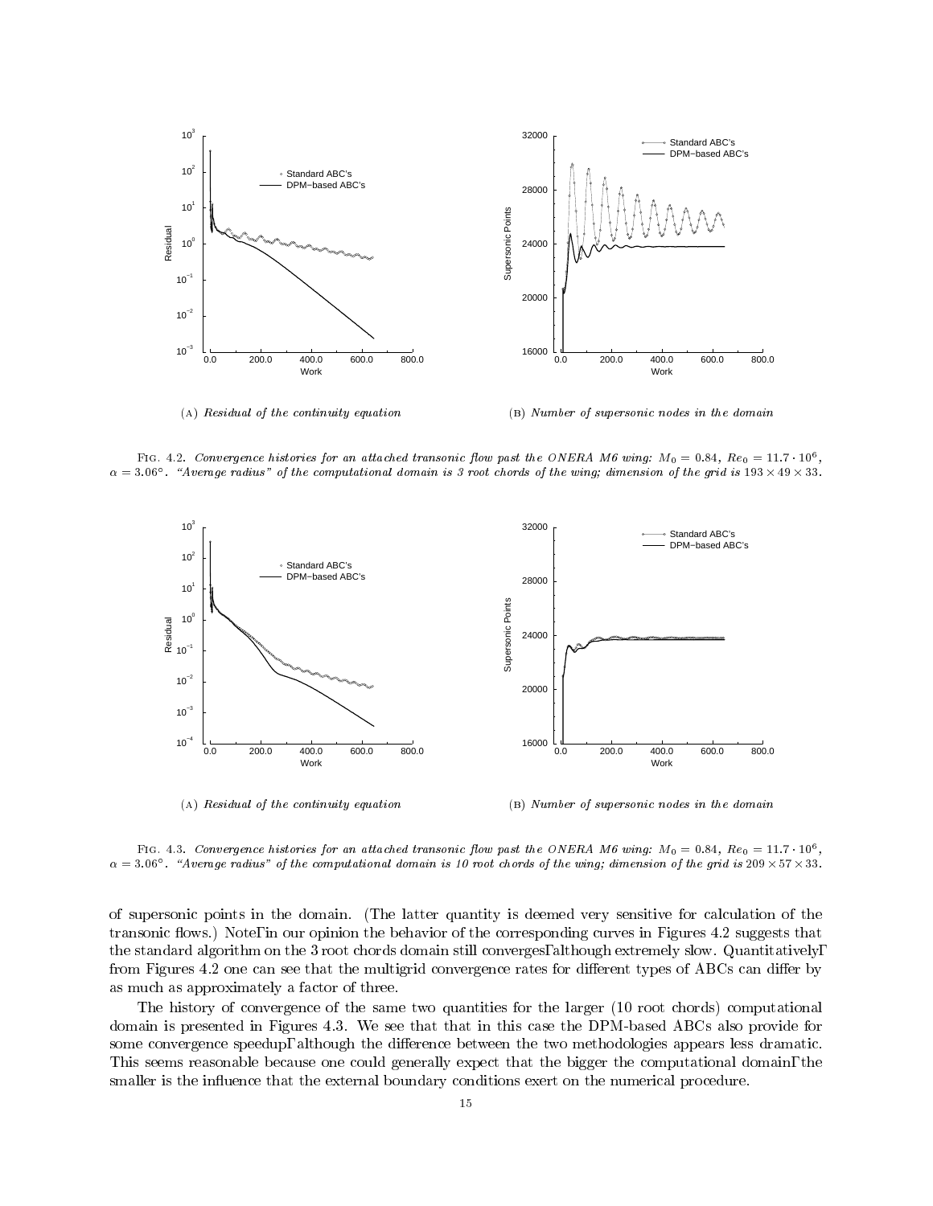(A) *Residual of the continuity equation*

(B) *Number of supersonic nodes in the domain*

FIG. 4.2. *Convergence histories for an attached transonic flow past the ONERA M6 wing: $M_0 = 0.84$, $Re_0 = 11.7 \cdot 10^6$, $\alpha = 3.06°$. "Average radius" of the computational domain is 3 root chords of the wing; dimension of the grid is $193 \times 49 \times 33$.*

(A) *Residual of the continuity equation*

(B) *Number of supersonic nodes in the domain*

FIG. 4.3. *Convergence histories for an attached transonic flow past the ONERA M6 wing: $M_0 = 0.84$, $Re_0 = 11.7 \cdot 10^6$, $\alpha = 3.06°$. "Average radius" of the computational domain is 10 root chords of the wing; dimension of the grid is $209 \times 57 \times 33$.*

of supersonic points in the domain. (The latter quantity is deemed very sensitive for calculation of the transonic flows.) Note, in our opinion the behavior of the corresponding curves in Figures 4.2 suggests that the standard algorithm on the 3 root chords domain still converges, although extremely slow. Quantitatively, from Figures 4.2 one can see that the multigrid convergence rates for different types of ABCs can differ by as much as approximately a factor of three.

The history of convergence of the same two quantities for the larger (10 root chords) computational domain is presented in Figures 4.3. We see that that in this case the DPM-based ABCs also provide for some convergence speedup, although the difference between the two methodologies appears less dramatic. This seems reasonable because one could generally expect that the bigger the computational domain, the smaller is the influence that the external boundary conditions exert on the numerical procedure.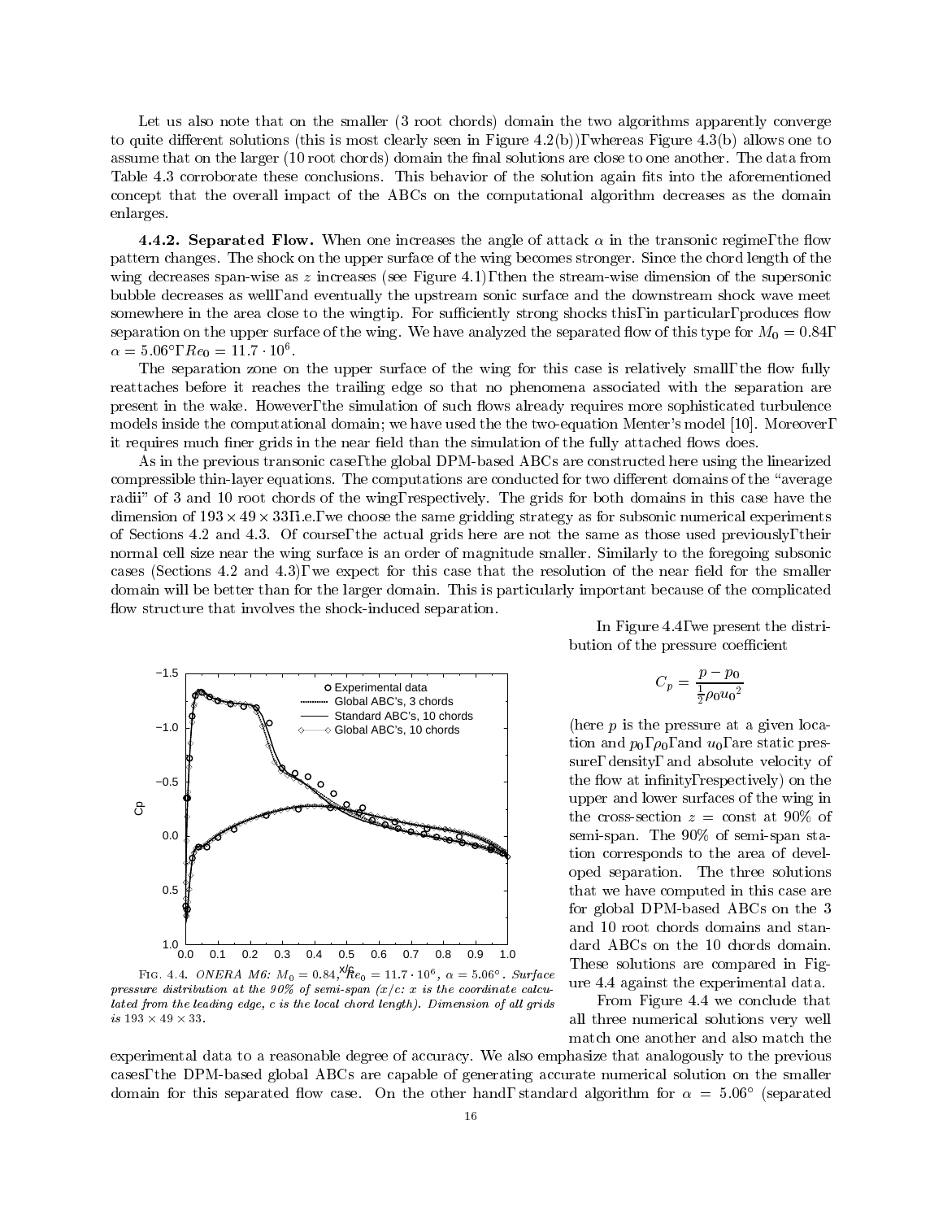Let us also note that on the smaller (3 root chords) domain the two algorithms apparently converge to quite different solutions (this is most clearly seen in Figure 4.2(b)), whereas Figure 4.3(b) allows one to assume that on the larger (10 root chords) domain the final solutions are close to one another. The data from Table 4.3 corroborate these conclusions. This behavior of the solution again fits into the aforementioned concept that the overall impact of the ABCs on the computational algorithm decreases as the domain enlarges.

**4.4.2. Separated Flow.** When one increases the angle of attack $\alpha$ in the transonic regime, the flow pattern changes. The shock on the upper surface of the wing becomes stronger. Since the chord length of the wing decreases span-wise as $z$ increases (see Figure 4.1), then the stream-wise dimension of the supersonic bubble decreases as well, and eventually the upstream sonic surface and the downstream shock wave meet somewhere in the area close to the wingtip. For sufficiently strong shocks this, in particular, produces flow separation on the upper surface of the wing. We have analyzed the separated flow of this type for $M_0 = 0.84$, $\alpha = 5.06°$, $Re_0 = 11.7 \cdot 10^6$.

The separation zone on the upper surface of the wing for this case is relatively small, the flow fully reattaches before it reaches the trailing edge so that no phenomena associated with the separation are present in the wake. However, the simulation of such flows already requires more sophisticated turbulence models inside the computational domain; we have used the the two-equation Menter's model [10]. Moreover, it requires much finer grids in the near field than the simulation of the fully attached flows does.

As in the previous transonic case, the global DPM-based ABCs are constructed here using the linearized compressible thin-layer equations. The computations are conducted for two different domains of the "average radii" of 3 and 10 root chords of the wing, respectively. The grids for both domains in this case have the dimension of $193 \times 49 \times 33$, i.e., we choose the same gridding strategy as for subsonic numerical experiments of Sections 4.2 and 4.3. Of course, the actual grids here are not the same as those used previously, their normal cell size near the wing surface is an order of magnitude smaller. Similarly to the foregoing subsonic cases (Sections 4.2 and 4.3), we expect for this case that the resolution of the near field for the smaller domain will be better than for the larger domain. This is particularly important because of the complicated flow structure that involves the shock-induced separation.

In Figure 4.4, we present the distribution of the pressure coefficient

$$C_p = \frac{p - p_0}{\frac{1}{2}\rho_0 {u_0}^2}$$

(here $p$ is the pressure at a given location and $p_0$, $\rho_0$, and $u_0$, are static pressure, density, and absolute velocity of the flow at infinity, respectively) on the upper and lower surfaces of the wing in the cross-section $z = \text{const}$ at 90% of semi-span. The 90% of semi-span station corresponds to the area of developed separation. The three solutions that we have computed in this case are for global DPM-based ABCs on the 3 and 10 root chords domains and standard ABCs on the 10 chords domain. These solutions are compared in Figure 4.4 against the experimental data.

Fig. 4.4. *ONERA M6: $M_0 = 0.84$, $Re_0 = 11.7 \cdot 10^6$, $\alpha = 5.06°$. Surface pressure distribution at the 90% of semi-span ($x/c$: $x$ is the coordinate calculated from the leading edge, $c$ is the local chord length). Dimension of all grids is $193 \times 49 \times 33$.*

From Figure 4.4 we conclude that all three numerical solutions very well match one another and also match the experimental data to a reasonable degree of accuracy. We also emphasize that analogously to the previous cases, the DPM-based global ABCs are capable of generating accurate numerical solution on the smaller domain for this separated flow case. On the other hand, standard algorithm for $\alpha = 5.06°$ (separated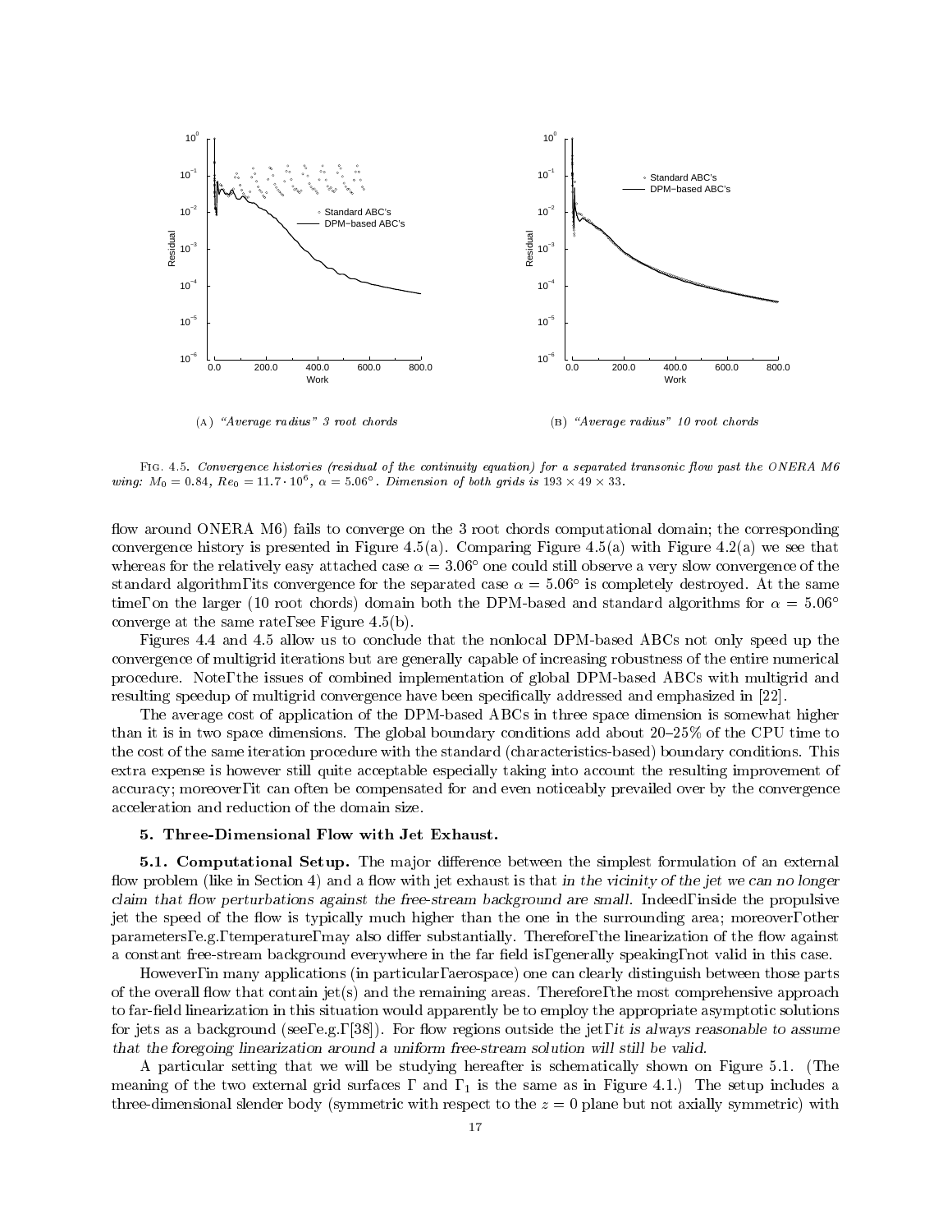(A) *"Average radius" 3 root chords*

(B) *"Average radius" 10 root chords*

FIG. 4.5. *Convergence histories (residual of the continuity equation) for a separated transonic flow past the ONERA M6 wing: $M_0 = 0.84$, $Re_0 = 11.7 \cdot 10^6$, $\alpha = 5.06°$. Dimension of both grids is $193 \times 49 \times 33$.*

flow around ONERA M6) fails to converge on the 3 root chords computational domain; the corresponding convergence history is presented in Figure 4.5(a). Comparing Figure 4.5(a) with Figure 4.2(a) we see that whereas for the relatively easy attached case $\alpha = 3.06°$ one could still observe a very slow convergence of the standard algorithm, its convergence for the separated case $\alpha = 5.06°$ is completely destroyed. At the same time, on the larger (10 root chords) domain both the DPM-based and standard algorithms for $\alpha = 5.06°$ converge at the same rate, see Figure 4.5(b).

Figures 4.4 and 4.5 allow us to conclude that the nonlocal DPM-based ABCs not only speed up the convergence of multigrid iterations but are generally capable of increasing robustness of the entire numerical procedure. Note, the issues of combined implementation of global DPM-based ABCs with multigrid and resulting speedup of multigrid convergence have been specifically addressed and emphasized in [22].

The average cost of application of the DPM-based ABCs in three space dimension is somewhat higher than it is in two space dimensions. The global boundary conditions add about 20–25% of the CPU time to the cost of the same iteration procedure with the standard (characteristics-based) boundary conditions. This extra expense is however still quite acceptable especially taking into account the resulting improvement of accuracy; moreover, it can often be compensated for and even noticeably prevailed over by the convergence acceleration and reduction of the domain size.

## 5. Three-Dimensional Flow with Jet Exhaust.

**5.1. Computational Setup.** The major difference between the simplest formulation of an external flow problem (like in Section 4) and a flow with jet exhaust is that *in the vicinity of the jet we can no longer claim that flow perturbations against the free-stream background are small.* Indeed, inside the propulsive jet the speed of the flow is typically much higher than the one in the surrounding area; moreover, other parameters, e.g., temperature, may also differ substantially. Therefore, the linearization of the flow against a constant free-stream background everywhere in the far field is, generally speaking, not valid in this case.

However, in many applications (in particular, aerospace) one can clearly distinguish between those parts of the overall flow that contain jet(s) and the remaining areas. Therefore, the most comprehensive approach to far-field linearization in this situation would apparently be to employ the appropriate asymptotic solutions for jets as a background (see, e.g., [38]). For flow regions outside the jet, *it is always reasonable to assume that the foregoing linearization around a uniform free-stream solution will still be valid.*

A particular setting that we will be studying hereafter is schematically shown on Figure 5.1. (The meaning of the two external grid surfaces $\Gamma$ and $\Gamma_1$ is the same as in Figure 4.1.) The setup includes a three-dimensional slender body (symmetric with respect to the $z = 0$ plane but not axially symmetric) with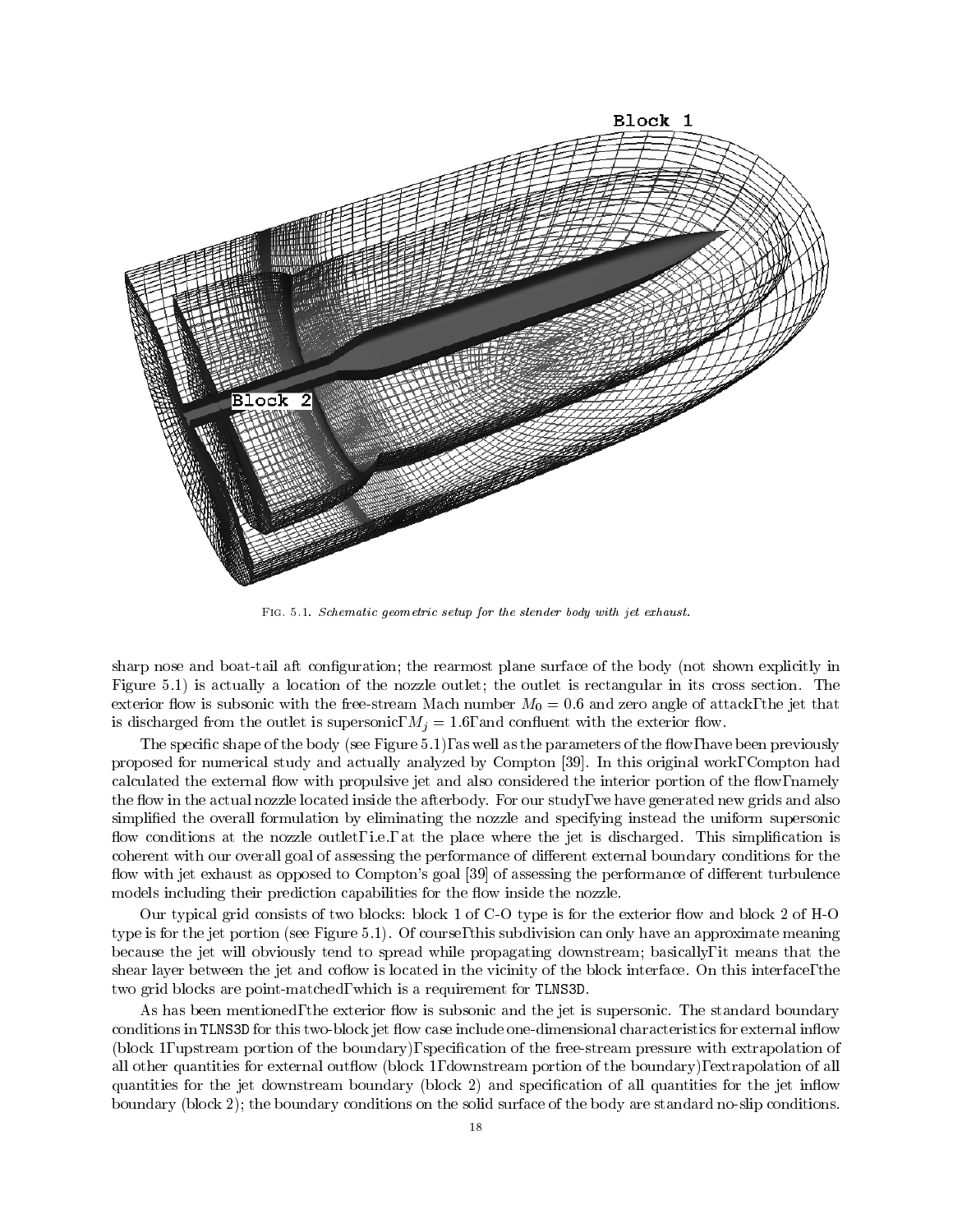FIG. 5.1. *Schematic geometric setup for the slender body with jet exhaust.*

sharp nose and boat-tail aft configuration; the rearmost plane surface of the body (not shown explicitly in Figure 5.1) is actually a location of the nozzle outlet; the outlet is rectangular in its cross section. The exterior flow is subsonic with the free-stream Mach number $M_0 = 0.6$ and zero angle of attack, the jet that is discharged from the outlet is supersonic, $M_j = 1.6$, and confluent with the exterior flow.

The specific shape of the body (see Figure 5.1), as well as the parameters of the flow, have been previously proposed for numerical study and actually analyzed by Compton [39]. In this original work, Compton had calculated the external flow with propulsive jet and also considered the interior portion of the flow, namely the flow in the actual nozzle located inside the afterbody. For our study, we have generated new grids and also simplified the overall formulation by eliminating the nozzle and specifying instead the uniform supersonic flow conditions at the nozzle outlet, i.e., at the place where the jet is discharged. This simplification is coherent with our overall goal of assessing the performance of different external boundary conditions for the flow with jet exhaust as opposed to Compton's goal [39] of assessing the performance of different turbulence models including their prediction capabilities for the flow inside the nozzle.

Our typical grid consists of two blocks: block 1 of C-O type is for the exterior flow and block 2 of H-O type is for the jet portion (see Figure 5.1). Of course, this subdivision can only have an approximate meaning because the jet will obviously tend to spread while propagating downstream; basically, it means that the shear layer between the jet and coflow is located in the vicinity of the block interface. On this interface, the two grid blocks are point-matched, which is a requirement for TLNS3D.

As has been mentioned, the exterior flow is subsonic and the jet is supersonic. The standard boundary conditions in TLNS3D for this two-block jet flow case include one-dimensional characteristics for external inflow (block 1, upstream portion of the boundary), specification of the free-stream pressure with extrapolation of all other quantities for external outflow (block 1, downstream portion of the boundary), extrapolation of all quantities for the jet downstream boundary (block 2) and specification of all quantities for the jet inflow boundary (block 2); the boundary conditions on the solid surface of the body are standard no-slip conditions.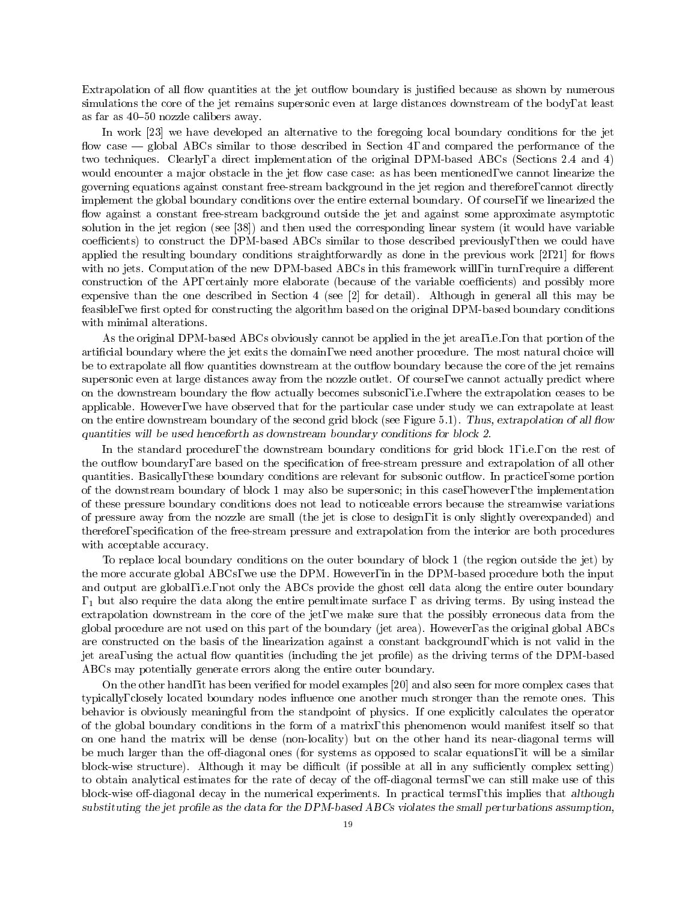Extrapolation of all flow quantities at the jet outflow boundary is justified because as shown by numerous simulations the core of the jet remains supersonic even at large distances downstream of the body, at least as far as 40–50 nozzle calibers away.

In work [23] we have developed an alternative to the foregoing local boundary conditions for the jet flow case — global ABCs similar to those described in Section 4, and compared the performance of the two techniques. Clearly, a direct implementation of the original DPM-based ABCs (Sections 2.4 and 4) would encounter a major obstacle in the jet flow case case: as has been mentioned, we cannot linearize the governing equations against constant free-stream background in the jet region and therefore, cannot directly implement the global boundary conditions over the entire external boundary. Of course, if we linearized the flow against a constant free-stream background outside the jet and against some approximate asymptotic solution in the jet region (see [38]) and then used the corresponding linear system (it would have variable coefficients) to construct the DPM-based ABCs similar to those described previously, then we could have applied the resulting boundary conditions straightforwardly as done in the previous work [2, 21] for flows with no jets. Computation of the new DPM-based ABCs in this framework will, in turn, require a different construction of the AP, certainly more elaborate (because of the variable coefficients) and possibly more expensive than the one described in Section 4 (see [2] for detail). Although in general all this may be feasible, we first opted for constructing the algorithm based on the original DPM-based boundary conditions with minimal alterations.

As the original DPM-based ABCs obviously cannot be applied in the jet area, i.e., on that portion of the artificial boundary where the jet exits the domain, we need another procedure. The most natural choice will be to extrapolate all flow quantities downstream at the outflow boundary because the core of the jet remains supersonic even at large distances away from the nozzle outlet. Of course, we cannot actually predict where on the downstream boundary the flow actually becomes subsonic, i.e., where the extrapolation ceases to be applicable. However, we have observed that for the particular case under study we can extrapolate at least on the entire downstream boundary of the second grid block (see Figure 5.1). *Thus, extrapolation of all flow quantities will be used henceforth as downstream boundary conditions for block 2.*

In the standard procedure, the downstream boundary conditions for grid block 1, i.e., on the rest of the outflow boundary, are based on the specification of free-stream pressure and extrapolation of all other quantities. Basically, these boundary conditions are relevant for subsonic outflow. In practice, some portion of the downstream boundary of block 1 may also be supersonic; in this case, however, the implementation of these pressure boundary conditions does not lead to noticeable errors because the streamwise variations of pressure away from the nozzle are small (the jet is close to design, it is only slightly overexpanded) and therefore, specification of the free-stream pressure and extrapolation from the interior are both procedures with acceptable accuracy.

To replace local boundary conditions on the outer boundary of block 1 (the region outside the jet) by the more accurate global ABCs, we use the DPM. However, in in the DPM-based procedure both the input and output are global, i.e., not only the ABCs provide the ghost cell data along the entire outer boundary $\Gamma_1$ but also require the data along the entire penultimate surface $\Gamma$ as driving terms. By using instead the extrapolation downstream in the core of the jet, we make sure that the possibly erroneous data from the global procedure are not used on this part of the boundary (jet area). However, as the original global ABCs are constructed on the basis of the linearization against a constant background, which is not valid in the jet area, using the actual flow quantities (including the jet profile) as the driving terms of the DPM-based ABCs may potentially generate errors along the entire outer boundary.

On the other hand, it has been verified for model examples [20] and also seen for more complex cases that typically, closely located boundary nodes influence one another much stronger than the remote ones. This behavior is obviously meaningful from the standpoint of physics. If one explicitly calculates the operator of the global boundary conditions in the form of a matrix, this phenomenon would manifest itself so that on one hand the matrix will be dense (non-locality) but on the other hand its near-diagonal terms will be much larger than the off-diagonal ones (for systems as opposed to scalar equations, it will be a similar block-wise structure). Although it may be difficult (if possible at all in any sufficiently complex setting) to obtain analytical estimates for the rate of decay of the off-diagonal terms, we can still make use of this block-wise off-diagonal decay in the numerical experiments. In practical terms, this implies that *although substituting the jet profile as the data for the DPM-based ABCs violates the small perturbations assumption,*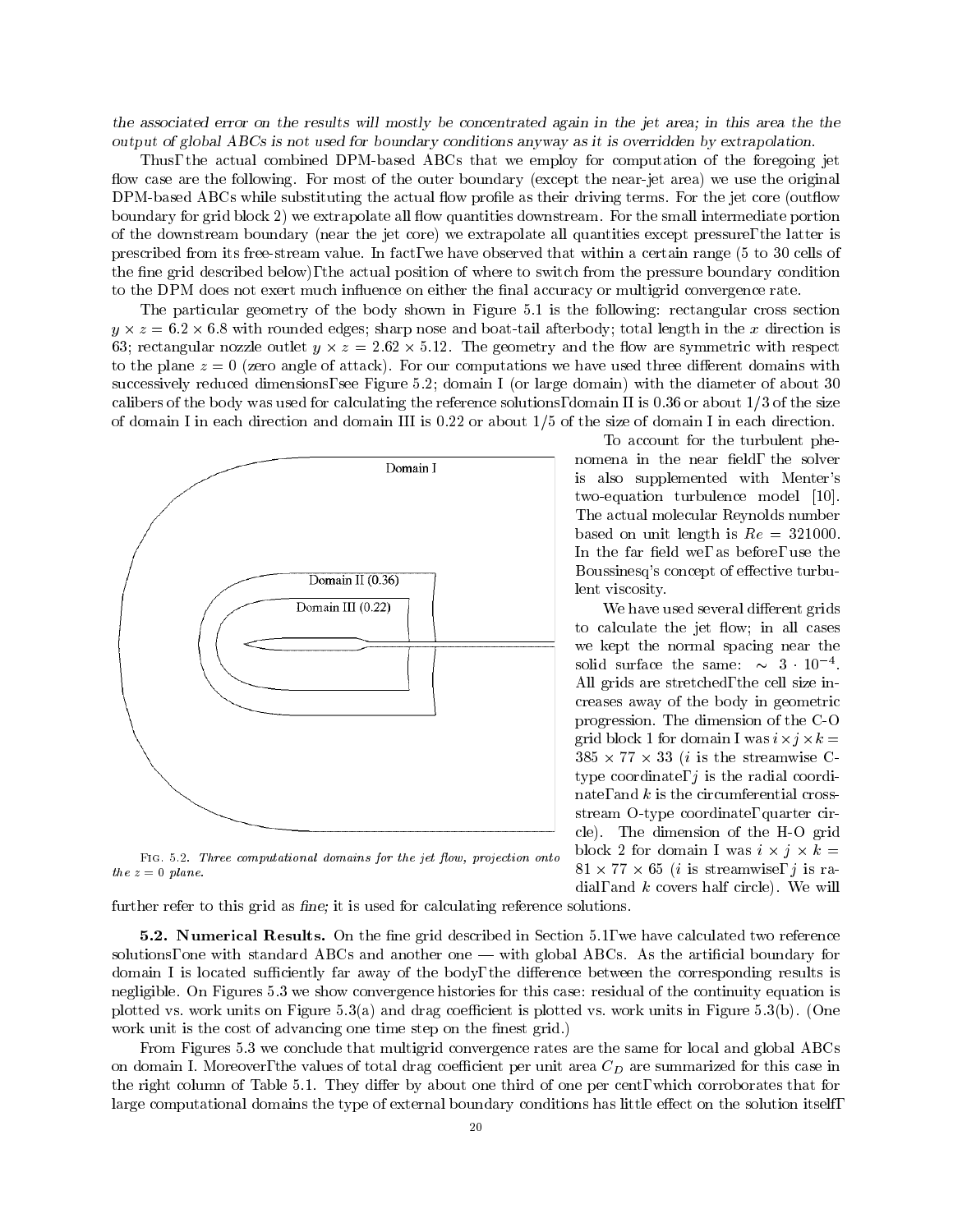*the associated error on the results will mostly be concentrated again in the jet area; in this area the the output of global ABCs is not used for boundary conditions anyway as it is overridden by extrapolation.*

Thus, the actual combined DPM-based ABCs that we employ for computation of the foregoing jet flow case are the following. For most of the outer boundary (except the near-jet area) we use the original DPM-based ABCs while substituting the actual flow profile as their driving terms. For the jet core (outflow boundary for grid block 2) we extrapolate all flow quantities downstream. For the small intermediate portion of the downstream boundary (near the jet core) we extrapolate all quantities except pressure, the latter is prescribed from its free-stream value. In fact, we have observed that within a certain range (5 to 30 cells of the fine grid described below), the actual position of where to switch from the pressure boundary condition to the DPM does not exert much influence on either the final accuracy or multigrid convergence rate.

The particular geometry of the body shown in Figure 5.1 is the following: rectangular cross section $y \times z = 6.2 \times 6.8$ with rounded edges; sharp nose and boat-tail afterbody; total length in the $x$ direction is 63; rectangular nozzle outlet $y \times z = 2.62 \times 5.12$. The geometry and the flow are symmetric with respect to the plane $z = 0$ (zero angle of attack). For our computations we have used three different domains with successively reduced dimensions, see Figure 5.2; domain I (or large domain) with the diameter of about 30 calibers of the body was used for calculating the reference solutions, domain II is 0.36 or about 1/3 of the size of domain I in each direction and domain III is 0.22 or about 1/5 of the size of domain I in each direction.

Fig. 5.2. *Three computational domains for the jet flow, projection onto the $z = 0$ plane.*

To account for the turbulent phenomena in the near field, the solver is also supplemented with Menter's two-equation turbulence model [10]. The actual molecular Reynolds number based on unit length is $Re = 321000$. In the far field we, as before, use the Boussinesq's concept of effective turbulent viscosity.

We have used several different grids to calculate the jet flow; in all cases we kept the normal spacing near the solid surface the same: $\sim 3 \cdot 10^{-4}$. All grids are stretched, the cell size increases away of the body in geometric progression. The dimension of the C-O grid block 1 for domain I was $i \times j \times k = 385 \times 77 \times 33$ ($i$ is the streamwise C-type coordinate, $j$ is the radial coordinate, and $k$ is the circumferential cross-stream O-type coordinate, quarter circle). The dimension of the H-O grid block 2 for domain I was $i \times j \times k = 81 \times 77 \times 65$ ($i$ is streamwise, $j$ is radial, and $k$ covers half circle). We will further refer to this grid as *fine;* it is used for calculating reference solutions.

**5.2. Numerical Results.** On the fine grid described in Section 5.1, we have calculated two reference solutions, one with standard ABCs and another one — with global ABCs. As the artificial boundary for domain I is located sufficiently far away of the body, the difference between the corresponding results is negligible. On Figures 5.3 we show convergence histories for this case: residual of the continuity equation is plotted vs. work units on Figure 5.3(a) and drag coefficient is plotted vs. work units in Figure 5.3(b). (One work unit is the cost of advancing one time step on the finest grid.)

From Figures 5.3 we conclude that multigrid convergence rates are the same for local and global ABCs on domain I. Moreover, the values of total drag coefficient per unit area $C_D$ are summarized for this case in the right column of Table 5.1. They differ by about one third of one per cent, which corroborates that for large computational domains the type of external boundary conditions has little effect on the solution itself,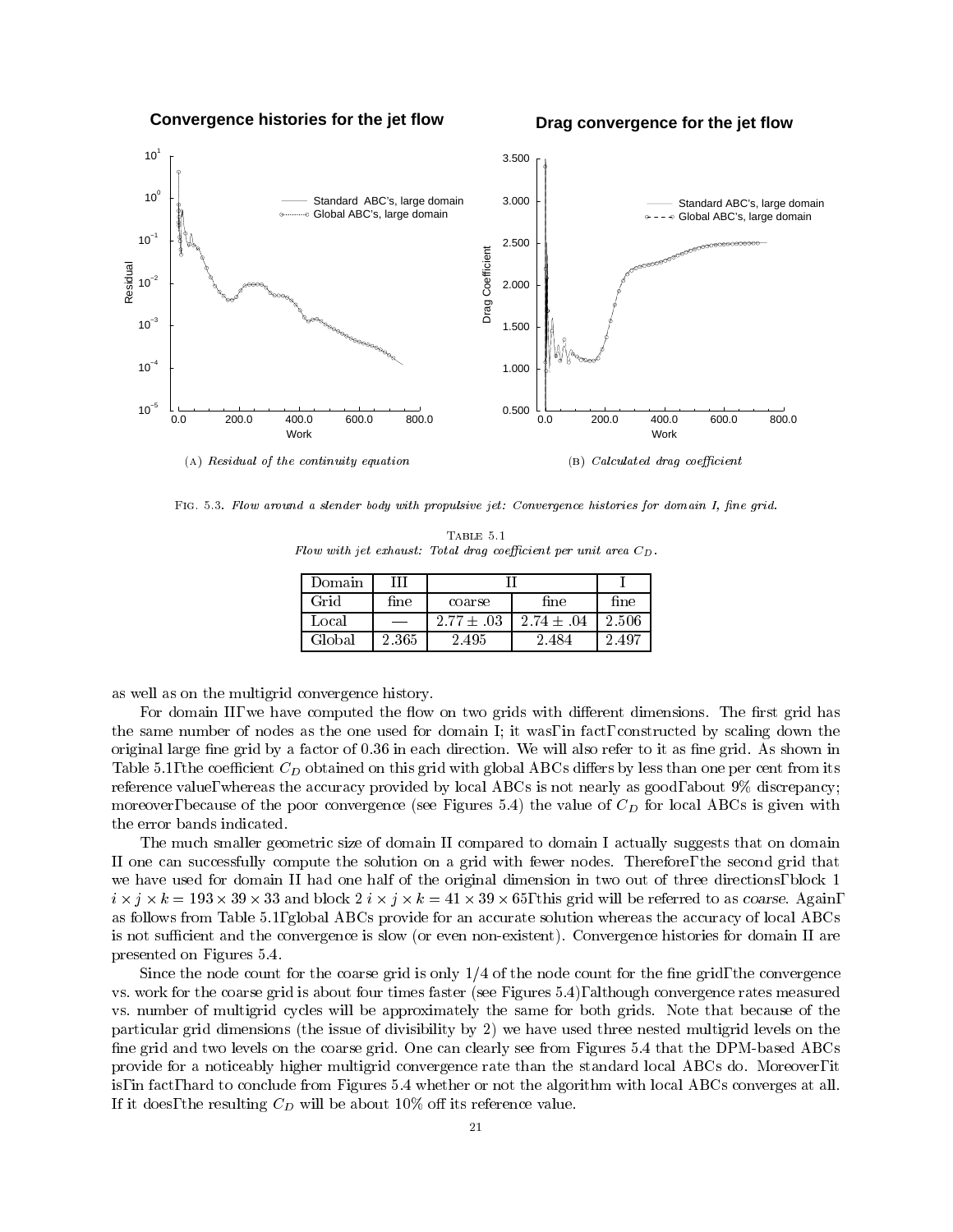**Convergence histories for the jet flow**

**Drag convergence for the jet flow**

(A) *Residual of the continuity equation*

(B) *Calculated drag coefficient*

FIG. 5.3. *Flow around a slender body with propulsive jet: Convergence histories for domain I, fine grid.*

TABLE 5.1
*Flow with jet exhaust: Total drag coefficient per unit area $C_D$.*

| Domain | III | II | | I |
|---|---|---|---|---|
| Grid | fine | coarse | fine | fine |
| Local | — | $2.77 \pm .03$ | $2.74 \pm .04$ | 2.506 |
| Global | 2.365 | 2.495 | 2.484 | 2.497 |

as well as on the multigrid convergence history.

For domain II, we have computed the flow on two grids with different dimensions. The first grid has the same number of nodes as the one used for domain I; it was, in fact, constructed by scaling down the original large fine grid by a factor of 0.36 in each direction. We will also refer to it as fine grid. As shown in Table 5.1, the coefficient $C_D$ obtained on this grid with global ABCs differs by less than one per cent from its reference value, whereas the accuracy provided by local ABCs is not nearly as good, about 9% discrepancy; moreover, because of the poor convergence (see Figures 5.4) the value of $C_D$ for local ABCs is given with the error bands indicated.

The much smaller geometric size of domain II compared to domain I actually suggests that on domain II one can successfully compute the solution on a grid with fewer nodes. Therefore, the second grid that we have used for domain II had one half of the original dimension in two out of three directions, block 1 $i \times j \times k = 193 \times 39 \times 33$ and block 2 $i \times j \times k = 41 \times 39 \times 65$, this grid will be referred to as *coarse*. Again, as follows from Table 5.1, global ABCs provide for an accurate solution whereas the accuracy of local ABCs is not sufficient and the convergence is slow (or even non-existent). Convergence histories for domain II are presented on Figures 5.4.

Since the node count for the coarse grid is only 1/4 of the node count for the fine grid, the convergence vs. work for the coarse grid is about four times faster (see Figures 5.4), although convergence rates measured vs. number of multigrid cycles will be approximately the same for both grids. Note that because of the particular grid dimensions (the issue of divisibility by 2) we have used three nested multigrid levels on the fine grid and two levels on the coarse grid. One can clearly see from Figures 5.4 that the DPM-based ABCs provide for a noticeably higher multigrid convergence rate than the standard local ABCs do. Moreover, it is, in fact, hard to conclude from Figures 5.4 whether or not the algorithm with local ABCs converges at all. If it does, the resulting $C_D$ will be about 10% off its reference value.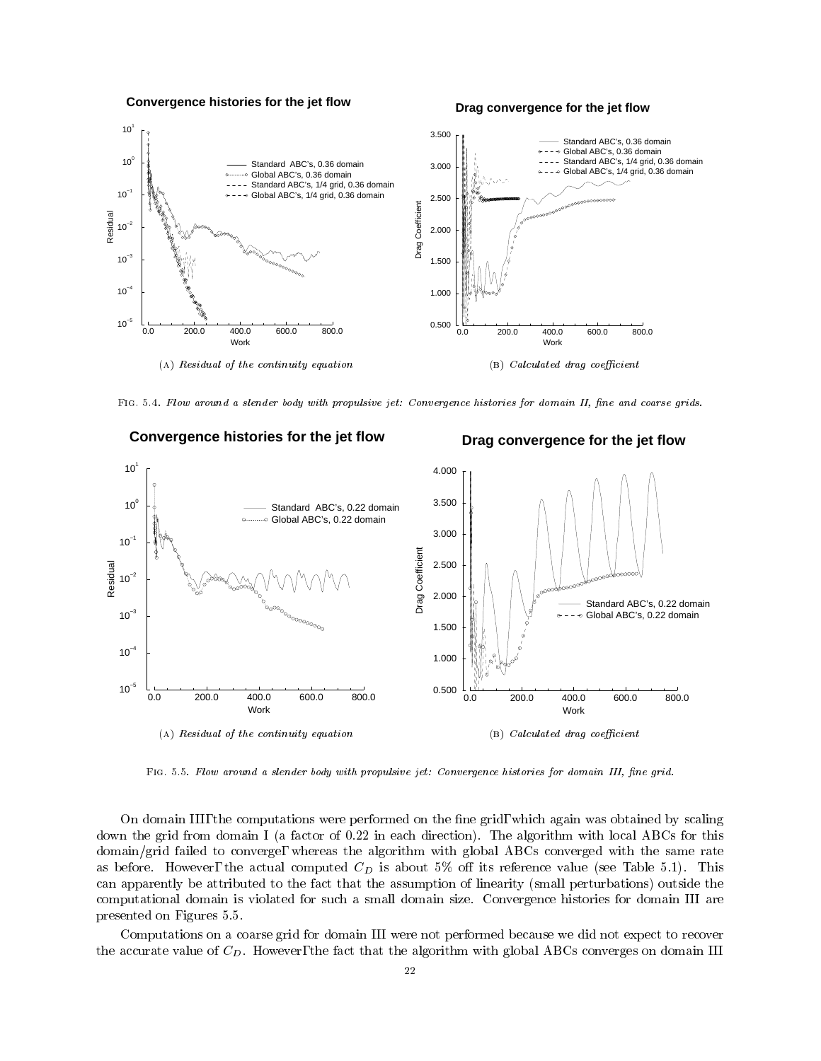Convergence histories for the jet flow

Drag convergence for the jet flow

(A) *Residual of the continuity equation*

(B) *Calculated drag coefficient*

FIG. 5.4. *Flow around a slender body with propulsive jet: Convergence histories for domain II, fine and coarse grids.*

Convergence histories for the jet flow

Drag convergence for the jet flow

(A) *Residual of the continuity equation*

(B) *Calculated drag coefficient*

FIG. 5.5. *Flow around a slender body with propulsive jet: Convergence histories for domain III, fine grid.*

On domain III, the computations were performed on the fine grid, which again was obtained by scaling down the grid from domain I (a factor of 0.22 in each direction). The algorithm with local ABCs for this domain/grid failed to converge, whereas the algorithm with global ABCs converged with the same rate as before. However, the actual computed $C_D$ is about 5% off its reference value (see Table 5.1). This can apparently be attributed to the fact that the assumption of linearity (small perturbations) outside the computational domain is violated for such a small domain size. Convergence histories for domain III are presented on Figures 5.5.

Computations on a coarse grid for domain III were not performed because we did not expect to recover the accurate value of $C_D$. However, the fact that the algorithm with global ABCs converges on domain III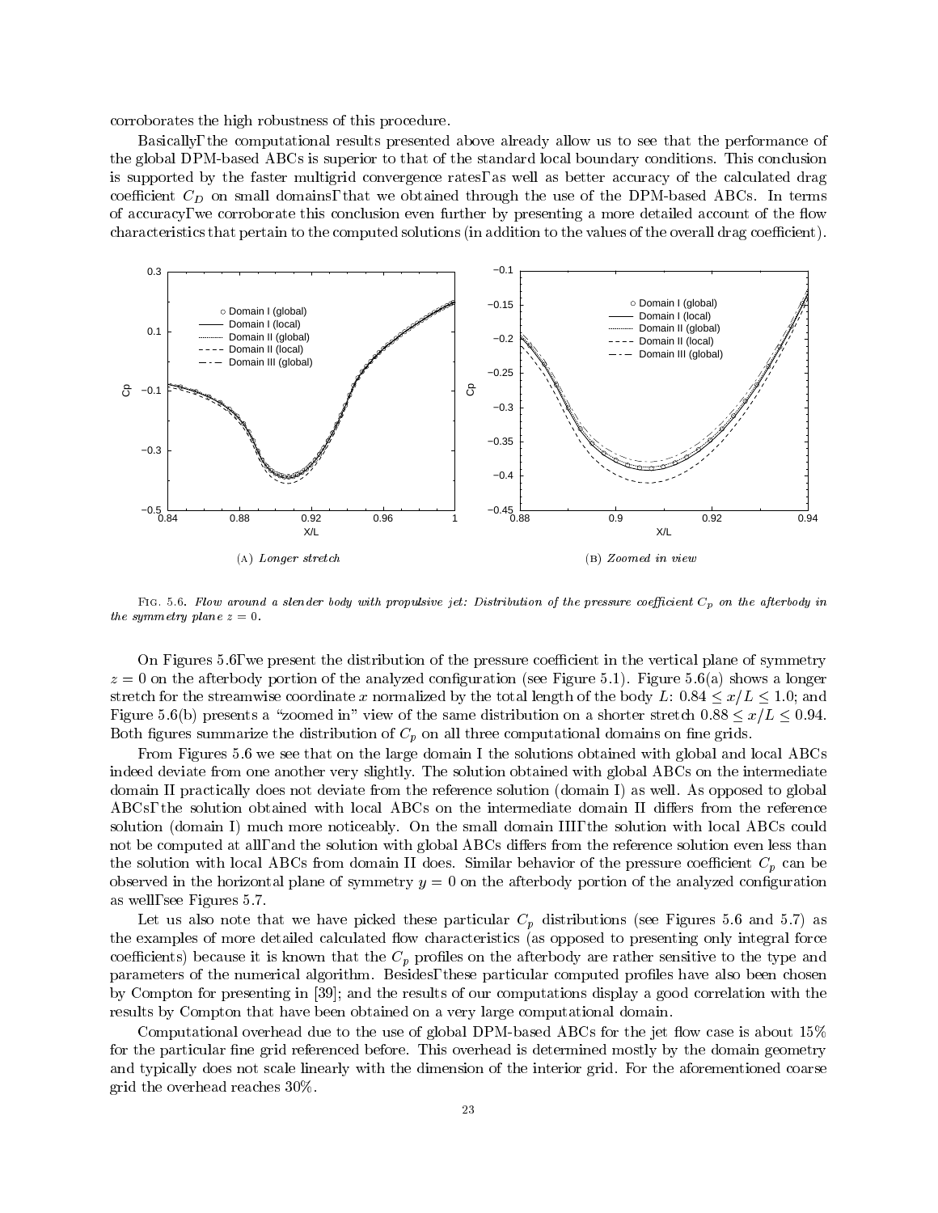corroborates the high robustness of this procedure.

Basically, the computational results presented above already allow us to see that the performance of the global DPM-based ABCs is superior to that of the standard local boundary conditions. This conclusion is supported by the faster multigrid convergence rates, as well as better accuracy of the calculated drag coefficient $C_D$ on small domains, that we obtained through the use of the DPM-based ABCs. In terms of accuracy, we corroborate this conclusion even further by presenting a more detailed account of the flow characteristics that pertain to the computed solutions (in addition to the values of the overall drag coefficient).

(A) *Longer stretch*

(B) *Zoomed in view*

FIG. 5.6. *Flow around a slender body with propulsive jet: Distribution of the pressure coefficient $C_p$ on the afterbody in the symmetry plane $z = 0$.*

On Figures 5.6, we present the distribution of the pressure coefficient in the vertical plane of symmetry $z = 0$ on the afterbody portion of the analyzed configuration (see Figure 5.1). Figure 5.6(a) shows a longer stretch for the streamwise coordinate $x$ normalized by the total length of the body $L$: $0.84 \leq x/L \leq 1.0$; and Figure 5.6(b) presents a "zoomed in" view of the same distribution on a shorter stretch $0.88 \leq x/L \leq 0.94$. Both figures summarize the distribution of $C_p$ on all three computational domains on fine grids.

From Figures 5.6 we see that on the large domain I the solutions obtained with global and local ABCs indeed deviate from one another very slightly. The solution obtained with global ABCs on the intermediate domain II practically does not deviate from the reference solution (domain I) as well. As opposed to global ABCs, the solution obtained with local ABCs on the intermediate domain II differs from the reference solution (domain I) much more noticeably. On the small domain III, the solution with local ABCs could not be computed at all, and the solution with global ABCs differs from the reference solution even less than the solution with local ABCs from domain II does. Similar behavior of the pressure coefficient $C_p$ can be observed in the horizontal plane of symmetry $y = 0$ on the afterbody portion of the analyzed configuration as well, see Figures 5.7.

Let us also note that we have picked these particular $C_p$ distributions (see Figures 5.6 and 5.7) as the examples of more detailed calculated flow characteristics (as opposed to presenting only integral force coefficients) because it is known that the $C_p$ profiles on the afterbody are rather sensitive to the type and parameters of the numerical algorithm. Besides, these particular computed profiles have also been chosen by Compton for presenting in [39]; and the results of our computations display a good correlation with the results by Compton that have been obtained on a very large computational domain.

Computational overhead due to the use of global DPM-based ABCs for the jet flow case is about 15% for the particular fine grid referenced before. This overhead is determined mostly by the domain geometry and typically does not scale linearly with the dimension of the interior grid. For the aforementioned coarse grid the overhead reaches 30%.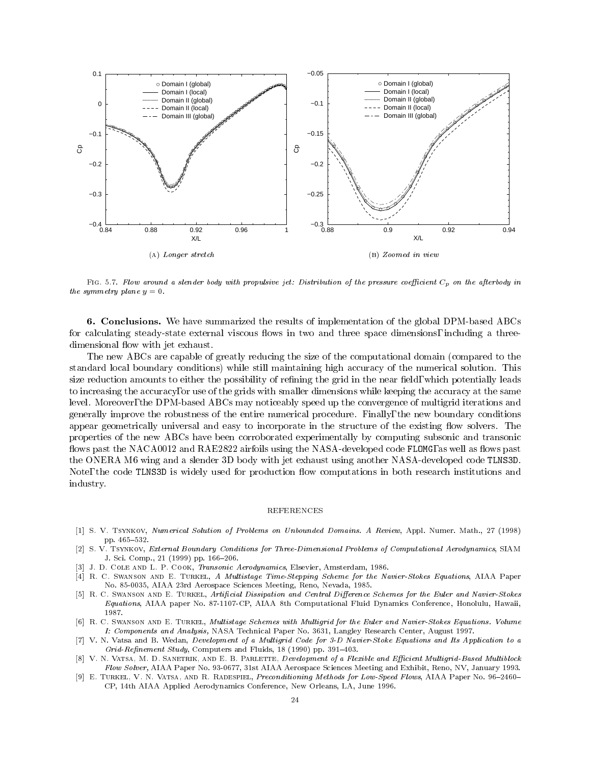(A) *Longer stretch*

(B) *Zoomed in view*

Fig. 5.7. *Flow around a slender body with propulsive jet: Distribution of the pressure coefficient $C_p$ on the afterbody in the symmetry plane $y = 0$.*

**6. Conclusions.** We have summarized the results of implementation of the global DPM-based ABCs for calculating steady-state external viscous flows in two and three space dimensions, including a three-dimensional flow with jet exhaust.

The new ABCs are capable of greatly reducing the size of the computational domain (compared to the standard local boundary conditions) while still maintaining high accuracy of the numerical solution. This size reduction amounts to either the possibility of refining the grid in the near field, which potentially leads to increasing the accuracy, or use of the grids with smaller dimensions while keeping the accuracy at the same level. Moreover, the DPM-based ABCs may noticeably speed up the convergence of multigrid iterations and generally improve the robustness of the entire numerical procedure. Finally, the new boundary conditions appear geometrically universal and easy to incorporate in the structure of the existing flow solvers. The properties of the new ABCs have been corroborated experimentally by computing subsonic and transonic flows past the NACA0012 and RAE2822 airfoils using the NASA-developed code `FLOMG`, as well as flows past the ONERA M6 wing and a slender 3D body with jet exhaust using another NASA-developed code `TLNS3D`. Note, the code `TLNS3D` is widely used for production flow computations in both research institutions and industry.

## REFERENCES

- [1] S. V. Tsynkov, *Numerical Solution of Problems on Unbounded Domains. A Review*, Appl. Numer. Math., 27 (1998) pp. 465–532.
- [2] S. V. Tsynkov, *External Boundary Conditions for Three-Dimensional Problems of Computational Aerodynamics*, SIAM J. Sci. Comp., 21 (1999) pp. 166–206.
- [3] J. D. Cole and L. P. Cook, *Transonic Aerodynamics*, Elsevier, Amsterdam, 1986.
- [4] R. C. Swanson and E. Turkel, *A Multistage Time-Stepping Scheme for the Navier-Stokes Equations*, AIAA Paper No. 85-0035, AIAA 23rd Aerospace Sciences Meeting, Reno, Nevada, 1985.
- [5] R. C. Swanson and E. Turkel, *Artificial Dissipation and Central Difference Schemes for the Euler and Navier-Stokes Equations*, AIAA paper No. 87-1107-CP, AIAA 8th Computational Fluid Dynamics Conference, Honolulu, Hawaii, 1987.
- [6] R. C. Swanson and E. Turkel, *Multistage Schemes with Multigrid for the Euler and Navier-Stokes Equations. Volume I: Components and Analysis*, NASA Technical Paper No. 3631, Langley Research Center, August 1997.
- [7] V. N. Vatsa and B. Wedan, *Development of a Multigrid Code for 3-D Navier-Stoke Equations and Its Application to a Grid-Refinement Study*, Computers and Fluids, 18 (1990) pp. 391–403.
- [8] V. N. Vatsa, M. D. Sanetrik, and E. B. Parlette, *Development of a Flexible and Efficient Multigrid-Based Multiblock Flow Solver*, AIAA Paper No. 93-0677, 31st AIAA Aerospace Sciences Meeting and Exhibit, Reno, NV, January 1993.
- [9] E. Turkel, V. N. Vatsa, and R. Radespiel, *Preconditioning Methods for Low-Speed Flows*, AIAA Paper No. 96–2460–CP, 14th AIAA Applied Aerodynamics Conference, New Orleans, LA, June 1996.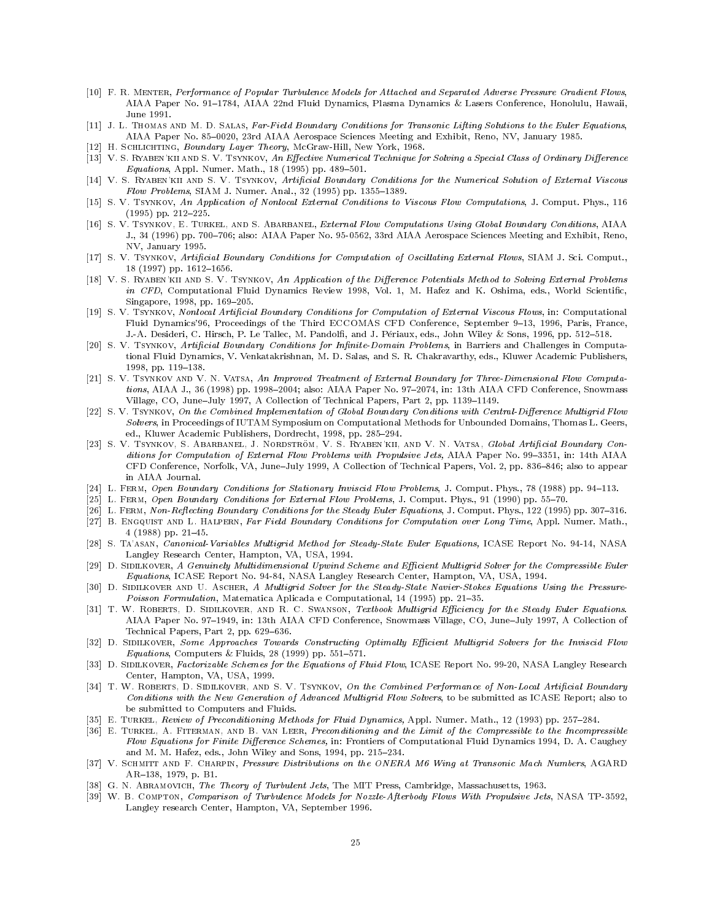[10] F. R. Menter, *Performance of Popular Turbulence Models for Attached and Separated Adverse Pressure Gradient Flows*, AIAA Paper No. 91–1784, AIAA 22nd Fluid Dynamics, Plasma Dynamics & Lasers Conference, Honolulu, Hawaii, June 1991.

[11] J. L. Thomas and M. D. Salas, *Far-Field Boundary Conditions for Transonic Lifting Solutions to the Euler Equations*, AIAA Paper No. 85–0020, 23rd AIAA Aerospace Sciences Meeting and Exhibit, Reno, NV, January 1985.

[12] H. Schlichting, *Boundary Layer Theory*, McGraw-Hill, New York, 1968.

[13] V. S. Ryaben'kii and S. V. Tsynkov, *An Effective Numerical Technique for Solving a Special Class of Ordinary Difference Equations*, Appl. Numer. Math., 18 (1995) pp. 489–501.

[14] V. S. Ryaben'kii and S. V. Tsynkov, *Artificial Boundary Conditions for the Numerical Solution of External Viscous Flow Problems*, SIAM J. Numer. Anal., 32 (1995) pp. 1355–1389.

[15] S. V. Tsynkov, *An Application of Nonlocal External Conditions to Viscous Flow Computations*, J. Comput. Phys., 116 (1995) pp. 212–225.

[16] S. V. Tsynkov, E. Turkel, and S. Abarbanel, *External Flow Computations Using Global Boundary Conditions*, AIAA J., 34 (1996) pp. 700–706; also: AIAA Paper No. 95-0562, 33rd AIAA Aerospace Sciences Meeting and Exhibit, Reno, NV, January 1995.

[17] S. V. Tsynkov, *Artificial Boundary Conditions for Computation of Oscillating External Flows*, SIAM J. Sci. Comput., 18 (1997) pp. 1612–1656.

[18] V. S. Ryaben'kii and S. V. Tsynkov, *An Application of the Difference Potentials Method to Solving External Problems in CFD*, Computational Fluid Dynamics Review 1998, Vol. 1, M. Hafez and K. Oshima, eds., World Scientific, Singapore, 1998, pp. 169–205.

[19] S. V. Tsynkov, *Nonlocal Artificial Boundary Conditions for Computation of External Viscous Flows*, in: Computational Fluid Dynamics'96, Proceedings of the Third ECCOMAS CFD Conference, September 9–13, 1996, Paris, France, J.-A. Desideri, C. Hirsch, P. Le Tallec, M. Pandolfi, and J. Périaux, eds., John Wiley & Sons, 1996, pp. 512–518.

[20] S. V. Tsynkov, *Artificial Boundary Conditions for Infinite-Domain Problems*, in Barriers and Challenges in Computational Fluid Dynamics, V. Venkatakrishnan, M. D. Salas, and S. R. Chakravarthy, eds., Kluwer Academic Publishers, 1998, pp. 119–138.

[21] S. V. Tsynkov and V. N. Vatsa, *An Improved Treatment of External Boundary for Three-Dimensional Flow Computations*, AIAA J., 36 (1998) pp. 1998–2004; also: AIAA Paper No. 97–2074, in: 13th AIAA CFD Conference, Snowmass Village, CO, June–July 1997, A Collection of Technical Papers, Part 2, pp. 1139–1149.

[22] S. V. Tsynkov, *On the Combined Implementation of Global Boundary Conditions with Central-Difference Multigrid Flow Solvers*, in Proceedings of IUTAM Symposium on Computational Methods for Unbounded Domains, Thomas L. Geers, ed., Kluwer Academic Publishers, Dordrecht, 1998, pp. 285–294.

[23] S. V. Tsynkov, S. Abarbanel, J. Nordström, V. S. Ryaben'kii, and V. N. Vatsa, *Global Artificial Boundary Conditions for Computation of External Flow Problems with Propulsive Jets,* AIAA Paper No. 99–3351, in: 14th AIAA CFD Conference, Norfolk, VA, June–July 1999, A Collection of Technical Papers, Vol. 2, pp. 836–846; also to appear in AIAA Journal.

[24] L. Ferm, *Open Boundary Conditions for Stationary Inviscid Flow Problems*, J. Comput. Phys., 78 (1988) pp. 94–113.

[25] L. Ferm, *Open Boundary Conditions for External Flow Problems*, J. Comput. Phys., 91 (1990) pp. 55–70.

[26] L. Ferm, *Non-Reflecting Boundary Conditions for the Steady Euler Equations*, J. Comput. Phys., 122 (1995) pp. 307–316.

[27] B. Engquist and L. Halpern, *Far Field Boundary Conditions for Computation over Long Time*, Appl. Numer. Math., 4 (1988) pp. 21–45.

[28] S. Ta'asan, *Canonical-Variables Multigrid Method for Steady-State Euler Equations,* ICASE Report No. 94-14, NASA Langley Research Center, Hampton, VA, USA, 1994.

[29] D. Sidilkover, *A Genuinely Multidimensional Upwind Scheme and Efficient Multigrid Solver for the Compressible Euler Equations*, ICASE Report No. 94-84, NASA Langley Research Center, Hampton, VA, USA, 1994.

[30] D. Sidilkover and U. Ascher, *A Multigrid Solver for the Steady-State Navier-Stokes Equations Using the Pressure-Poisson Formulation*, Matematica Aplicada e Computational, 14 (1995) pp. 21–35.

[31] T. W. Roberts, D. Sidilkover, and R. C. Swanson, *Textbook Multigrid Efficiency for the Steady Euler Equations.* AIAA Paper No. 97–1949, in: 13th AIAA CFD Conference, Snowmass Village, CO, June–July 1997, A Collection of Technical Papers, Part 2, pp. 629–636.

[32] D. Sidilkover, *Some Approaches Towards Constructing Optimally Efficient Multigrid Solvers for the Inviscid Flow Equations*, Computers & Fluids, 28 (1999) pp. 551–571.

[33] D. Sidilkover, *Factorizable Schemes for the Equations of Fluid Flow*, ICASE Report No. 99-20, NASA Langley Research Center, Hampton, VA, USA, 1999.

[34] T. W. Roberts, D. Sidilkover, and S. V. Tsynkov, *On the Combined Performance of Non-Local Artificial Boundary Conditions with the New Generation of Advanced Multigrid Flow Solvers*, to be submitted as ICASE Report; also to be submitted to Computers and Fluids.

[35] E. Turkel, *Review of Preconditioning Methods for Fluid Dynamics*, Appl. Numer. Math., 12 (1993) pp. 257–284.

[36] E. Turkel, A. Fiterman, and B. van Leer, *Preconditioning and the Limit of the Compressible to the Incompressible Flow Equations for Finite Difference Schemes*, in: Frontiers of Computational Fluid Dynamics 1994, D. A. Caughey and M. M. Hafez, eds., John Wiley and Sons, 1994, pp. 215–234.

[37] V. Schmitt and F. Charpin, *Pressure Distributions on the ONERA M6 Wing at Transonic Mach Numbers*, AGARD AR–138, 1979, p. B1.

[38] G. N. Abramovich, *The Theory of Turbulent Jets*, The MIT Press, Cambridge, Massachusetts, 1963.

[39] W. B. Compton, *Comparison of Turbulence Models for Nozzle-Afterbody Flows With Propulsive Jets*, NASA TP-3592, Langley research Center, Hampton, VA, September 1996.